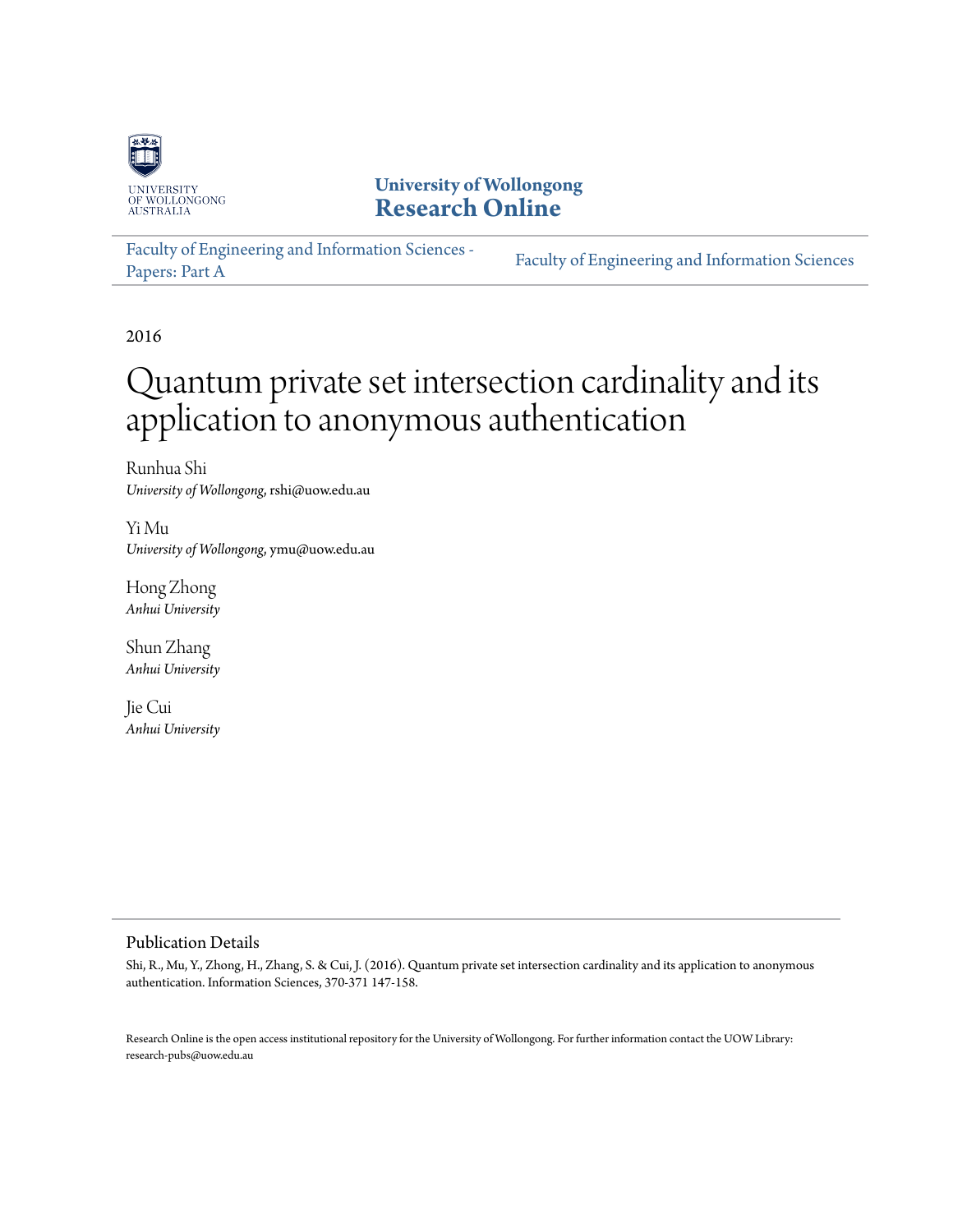University of Wollongong
**Research Online**

Faculty of Engineering and Information Sciences - Papers: Part A

Faculty of Engineering and Information Sciences

2016

# Quantum private set intersection cardinality and its application to anonymous authentication

Runhua Shi
*University of Wollongong*, rshi@uow.edu.au

Yi Mu
*University of Wollongong*, ymu@uow.edu.au

Hong Zhong
*Anhui University*

Shun Zhang
*Anhui University*

Jie Cui
*Anhui University*

## Publication Details

Shi, R., Mu, Y., Zhong, H., Zhang, S. & Cui, J. (2016). Quantum private set intersection cardinality and its application to anonymous authentication. Information Sciences, 370-371 147-158.

Research Online is the open access institutional repository for the University of Wollongong. For further information contact the UOW Library: research-pubs@uow.edu.au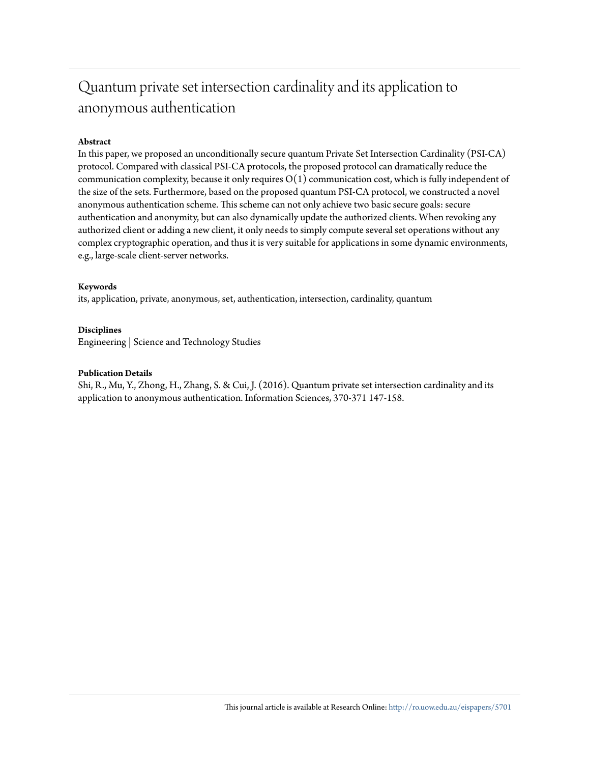# Quantum private set intersection cardinality and its application to anonymous authentication

### Abstract

In this paper, we proposed an unconditionally secure quantum Private Set Intersection Cardinality (PSI-CA) protocol. Compared with classical PSI-CA protocols, the proposed protocol can dramatically reduce the communication complexity, because it only requires $O(1)$ communication cost, which is fully independent of the size of the sets. Furthermore, based on the proposed quantum PSI-CA protocol, we constructed a novel anonymous authentication scheme. This scheme can not only achieve two basic secure goals: secure authentication and anonymity, but can also dynamically update the authorized clients. When revoking any authorized client or adding a new client, it only needs to simply compute several set operations without any complex cryptographic operation, and thus it is very suitable for applications in some dynamic environments, e.g., large-scale client-server networks.

### Keywords

its, application, private, anonymous, set, authentication, intersection, cardinality, quantum

### Disciplines

Engineering | Science and Technology Studies

### Publication Details

Shi, R., Mu, Y., Zhong, H., Zhang, S. & Cui, J. (2016). Quantum private set intersection cardinality and its application to anonymous authentication. Information Sciences, 370-371 147-158.

This journal article is available at Research Online: http://ro.uow.edu.au/eispapers/5701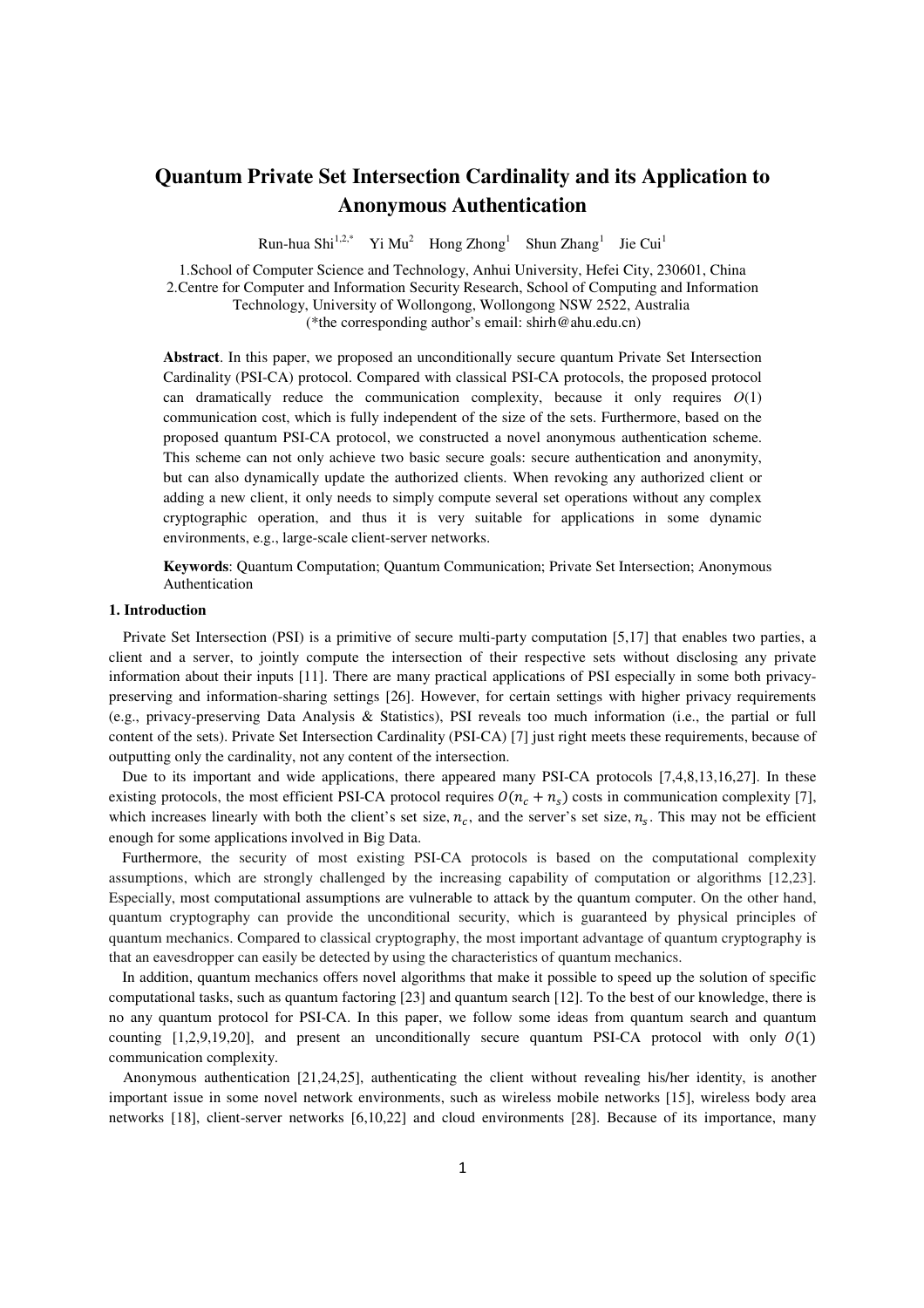# Quantum Private Set Intersection Cardinality and its Application to Anonymous Authentication

Run-hua Shi[1,2,*] Yi Mu[2] Hong Zhong[1] Shun Zhang[1] Jie Cui[1]

1.School of Computer Science and Technology, Anhui University, Hefei City, 230601, China
2.Centre for Computer and Information Security Research, School of Computing and Information Technology, University of Wollongong, Wollongong NSW 2522, Australia
(*the corresponding author's email: shirh@ahu.edu.cn)

**Abstract**. In this paper, we proposed an unconditionally secure quantum Private Set Intersection Cardinality (PSI-CA) protocol. Compared with classical PSI-CA protocols, the proposed protocol can dramatically reduce the communication complexity, because it only requires $O(1)$ communication cost, which is fully independent of the size of the sets. Furthermore, based on the proposed quantum PSI-CA protocol, we constructed a novel anonymous authentication scheme. This scheme can not only achieve two basic secure goals: secure authentication and anonymity, but can also dynamically update the authorized clients. When revoking any authorized client or adding a new client, it only needs to simply compute several set operations without any complex cryptographic operation, and thus it is very suitable for applications in some dynamic environments, e.g., large-scale client-server networks.

**Keywords**: Quantum Computation; Quantum Communication; Private Set Intersection; Anonymous Authentication

## 1. Introduction

Private Set Intersection (PSI) is a primitive of secure multi-party computation [5,17] that enables two parties, a client and a server, to jointly compute the intersection of their respective sets without disclosing any private information about their inputs [11]. There are many practical applications of PSI especially in some both privacy-preserving and information-sharing settings [26]. However, for certain settings with higher privacy requirements (e.g., privacy-preserving Data Analysis & Statistics), PSI reveals too much information (i.e., the partial or full content of the sets). Private Set Intersection Cardinality (PSI-CA) [7] just right meets these requirements, because of outputting only the cardinality, not any content of the intersection.

Due to its important and wide applications, there appeared many PSI-CA protocols [7,4,8,13,16,27]. In these existing protocols, the most efficient PSI-CA protocol requires $O(n_c + n_s)$ costs in communication complexity [7], which increases linearly with both the client's set size, $n_c$, and the server's set size, $n_s$. This may not be efficient enough for some applications involved in Big Data.

Furthermore, the security of most existing PSI-CA protocols is based on the computational complexity assumptions, which are strongly challenged by the increasing capability of computation or algorithms [12,23]. Especially, most computational assumptions are vulnerable to attack by the quantum computer. On the other hand, quantum cryptography can provide the unconditional security, which is guaranteed by physical principles of quantum mechanics. Compared to classical cryptography, the most important advantage of quantum cryptography is that an eavesdropper can easily be detected by using the characteristics of quantum mechanics.

In addition, quantum mechanics offers novel algorithms that make it possible to speed up the solution of specific computational tasks, such as quantum factoring [23] and quantum search [12]. To the best of our knowledge, there is no any quantum protocol for PSI-CA. In this paper, we follow some ideas from quantum search and quantum counting [1,2,9,19,20], and present an unconditionally secure quantum PSI-CA protocol with only $O(1)$ communication complexity.

Anonymous authentication [21,24,25], authenticating the client without revealing his/her identity, is another important issue in some novel network environments, such as wireless mobile networks [15], wireless body area networks [18], client-server networks [6,10,22] and cloud environments [28]. Because of its importance, many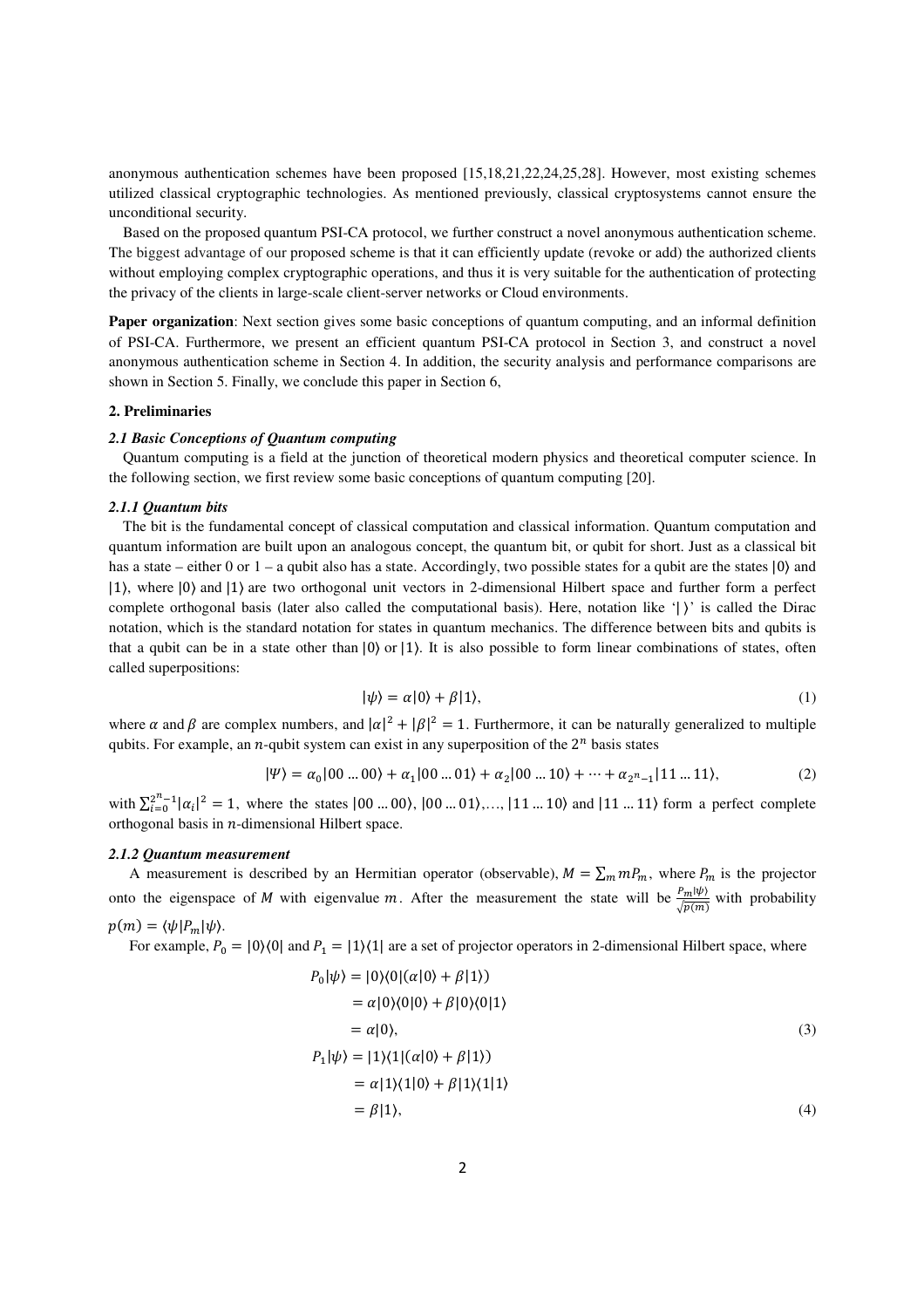anonymous authentication schemes have been proposed [15,18,21,22,24,25,28]. However, most existing schemes utilized classical cryptographic technologies. As mentioned previously, classical cryptosystems cannot ensure the unconditional security.

Based on the proposed quantum PSI-CA protocol, we further construct a novel anonymous authentication scheme. The biggest advantage of our proposed scheme is that it can efficiently update (revoke or add) the authorized clients without employing complex cryptographic operations, and thus it is very suitable for the authentication of protecting the privacy of the clients in large-scale client-server networks or Cloud environments.

**Paper organization**: Next section gives some basic conceptions of quantum computing, and an informal definition of PSI-CA. Furthermore, we present an efficient quantum PSI-CA protocol in Section 3, and construct a novel anonymous authentication scheme in Section 4. In addition, the security analysis and performance comparisons are shown in Section 5. Finally, we conclude this paper in Section 6,

## 2. Preliminaries

### *2.1 Basic Conceptions of Quantum computing*

Quantum computing is a field at the junction of theoretical modern physics and theoretical computer science. In the following section, we first review some basic conceptions of quantum computing [20].

#### *2.1.1 Quantum bits*

The bit is the fundamental concept of classical computation and classical information. Quantum computation and quantum information are built upon an analogous concept, the quantum bit, or qubit for short. Just as a classical bit has a state – either 0 or 1 – a qubit also has a state. Accordingly, two possible states for a qubit are the states $|0\rangle$ and $|1\rangle$, where $|0\rangle$ and $|1\rangle$ are two orthogonal unit vectors in 2-dimensional Hilbert space and further form a perfect complete orthogonal basis (later also called the computational basis). Here, notation like '$|\,\rangle$' is called the Dirac notation, which is the standard notation for states in quantum mechanics. The difference between bits and qubits is that a qubit can be in a state other than $|0\rangle$ or $|1\rangle$. It is also possible to form linear combinations of states, often called superpositions:

$$|\psi\rangle = \alpha|0\rangle + \beta|1\rangle, \tag{1}$$

where $\alpha$ and $\beta$ are complex numbers, and $|\alpha|^2 + |\beta|^2 = 1$. Furthermore, it can be naturally generalized to multiple qubits. For example, an $n$-qubit system can exist in any superposition of the $2^n$ basis states

$$|\Psi\rangle = \alpha_0|00\ldots00\rangle + \alpha_1|00\ldots01\rangle + \alpha_2|00\ldots10\rangle + \cdots + \alpha_{2^n-1}|11\ldots11\rangle, \tag{2}$$

with $\sum_{i=0}^{2^n-1}|\alpha_i|^2 = 1$, where the states $|00\ldots00\rangle$, $|00\ldots01\rangle$,…, $|11\ldots10\rangle$ and $|11\ldots11\rangle$ form a perfect complete orthogonal basis in $n$-dimensional Hilbert space.

#### *2.1.2 Quantum measurement*

A measurement is described by an Hermitian operator (observable), $M = \sum_m mP_m$, where $P_m$ is the projector onto the eigenspace of $M$ with eigenvalue $m$. After the measurement the state will be $\frac{P_m|\psi\rangle}{\sqrt{p(m)}}$ with probability $p(m) = \langle\psi|P_m|\psi\rangle$.

For example, $P_0 = |0\rangle\langle 0|$ and $P_1 = |1\rangle\langle 1|$ are a set of projector operators in 2-dimensional Hilbert space, where

$$\begin{aligned}
P_0|\psi\rangle &= |0\rangle\langle 0|(\alpha|0\rangle + \beta|1\rangle) \\
&= \alpha|0\rangle\langle 0|0\rangle + \beta|0\rangle\langle 0|1\rangle \\
&= \alpha|0\rangle,
\end{aligned} \tag{3}$$

$$\begin{aligned}
P_1|\psi\rangle &= |1\rangle\langle 1|(\alpha|0\rangle + \beta|1\rangle) \\
&= \alpha|1\rangle\langle 1|0\rangle + \beta|1\rangle\langle 1|1\rangle \\
&= \beta|1\rangle,
\end{aligned} \tag{4}$$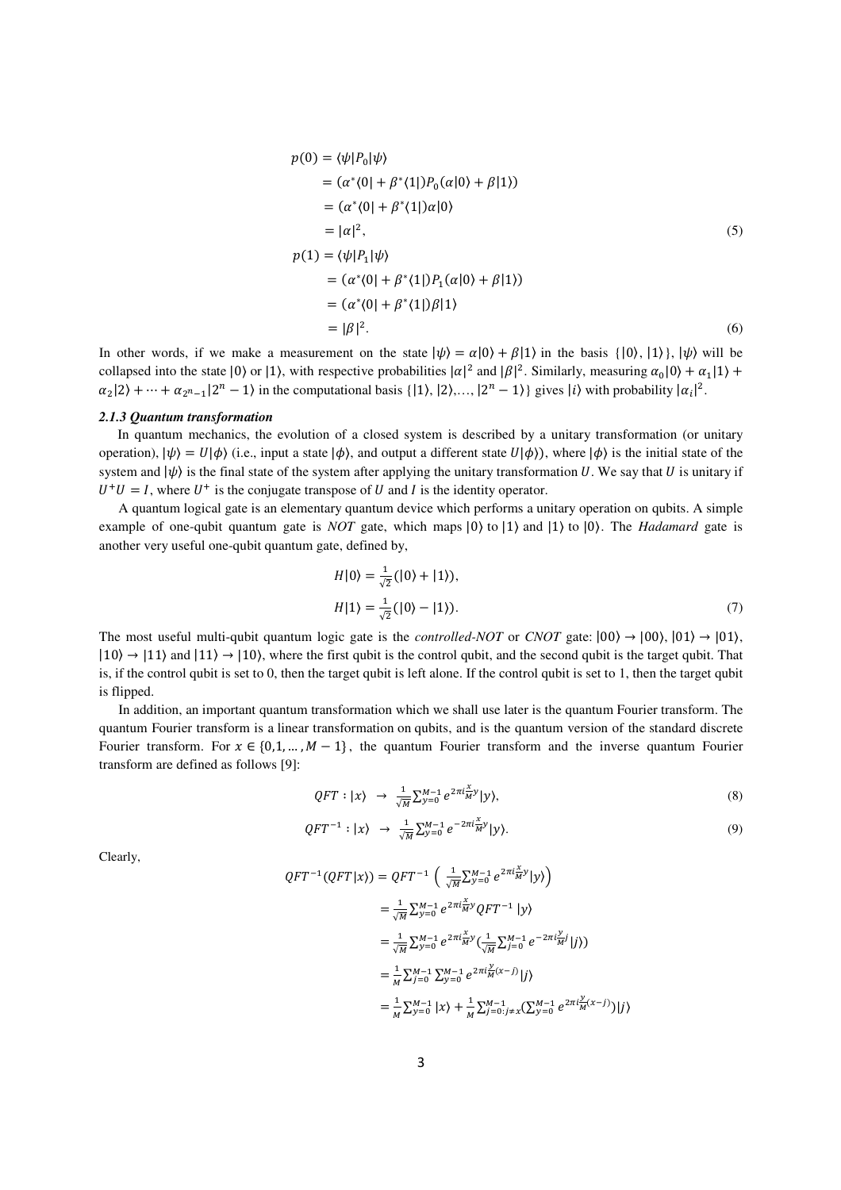$$
\begin{aligned}
p(0) &= \langle\psi|P_0|\psi\rangle \\
&= (\alpha^*\langle 0| + \beta^*\langle 1|)P_0(\alpha|0\rangle + \beta|1\rangle) \\
&= (\alpha^*\langle 0| + \beta^*\langle 1|)\alpha|0\rangle \\
&= |\alpha|^2,
\end{aligned} \tag{5}
$$

$$
\begin{aligned}
p(1) &= \langle\psi|P_1|\psi\rangle \\
&= (\alpha^*\langle 0| + \beta^*\langle 1|)P_1(\alpha|0\rangle + \beta|1\rangle) \\
&= (\alpha^*\langle 0| + \beta^*\langle 1|)\beta|1\rangle \\
&= |\beta|^2.
\end{aligned} \tag{6}
$$

In other words, if we make a measurement on the state $|\psi\rangle = \alpha|0\rangle + \beta|1\rangle$ in the basis $\{|0\rangle, |1\rangle\}$, $|\psi\rangle$ will be collapsed into the state $|0\rangle$ or $|1\rangle$, with respective probabilities $|\alpha|^2$ and $|\beta|^2$. Similarly, measuring $\alpha_0|0\rangle + \alpha_1|1\rangle + \alpha_2|2\rangle + \cdots + \alpha_{2^n-1}|2^n - 1\rangle$ in the computational basis $\{|1\rangle, |2\rangle, \ldots, |2^n - 1\rangle\}$ gives $|i\rangle$ with probability $|\alpha_i|^2$.

#### *2.1.3 Quantum transformation*

In quantum mechanics, the evolution of a closed system is described by a unitary transformation (or unitary operation), $|\psi\rangle = U|\phi\rangle$ (i.e., input a state $|\phi\rangle$, and output a different state $U|\phi\rangle$), where $|\phi\rangle$ is the initial state of the system and $|\psi\rangle$ is the final state of the system after applying the unitary transformation $U$. We say that $U$ is unitary if $U^+U = I$, where $U^+$ is the conjugate transpose of $U$ and $I$ is the identity operator.

A quantum logical gate is an elementary quantum device which performs a unitary operation on qubits. A simple example of one-qubit quantum gate is *NOT* gate, which maps $|0\rangle$ to $|1\rangle$ and $|1\rangle$ to $|0\rangle$. The *Hadamard* gate is another very useful one-qubit quantum gate, defined by,

$$
\begin{aligned}
H|0\rangle &= \tfrac{1}{\sqrt{2}}(|0\rangle + |1\rangle), \\
H|1\rangle &= \tfrac{1}{\sqrt{2}}(|0\rangle - |1\rangle).
\end{aligned} \tag{7}
$$

The most useful multi-qubit quantum logic gate is the *controlled-NOT* or *CNOT* gate: $|00\rangle \to |00\rangle$, $|01\rangle \to |01\rangle$, $|10\rangle \to |11\rangle$ and $|11\rangle \to |10\rangle$, where the first qubit is the control qubit, and the second qubit is the target qubit. That is, if the control qubit is set to 0, then the target qubit is left alone. If the control qubit is set to 1, then the target qubit is flipped.

In addition, an important quantum transformation which we shall use later is the quantum Fourier transform. The quantum Fourier transform is a linear transformation on qubits, and is the quantum version of the standard discrete Fourier transform. For $x \in \{0, 1, \ldots, M-1\}$, the quantum Fourier transform and the inverse quantum Fourier transform are defined as follows [9]:

$$
QFT : |x\rangle \;\to\; \tfrac{1}{\sqrt{M}}\textstyle\sum_{y=0}^{M-1} e^{2\pi i \frac{x}{M} y}|y\rangle, \tag{8}
$$

$$
QFT^{-1} : |x\rangle \;\to\; \tfrac{1}{\sqrt{M}}\textstyle\sum_{y=0}^{M-1} e^{-2\pi i \frac{x}{M} y}|y\rangle. \tag{9}
$$

Clearly,

$$
\begin{aligned}
QFT^{-1}(QFT|x\rangle) &= QFT^{-1}\left(\tfrac{1}{\sqrt{M}}\textstyle\sum_{y=0}^{M-1} e^{2\pi i \frac{x}{M} y}|y\rangle\right) \\
&= \tfrac{1}{\sqrt{M}}\textstyle\sum_{y=0}^{M-1} e^{2\pi i \frac{x}{M} y} QFT^{-1}|y\rangle \\
&= \tfrac{1}{\sqrt{M}}\textstyle\sum_{y=0}^{M-1} e^{2\pi i \frac{x}{M} y}\left(\tfrac{1}{\sqrt{M}}\textstyle\sum_{j=0}^{M-1} e^{-2\pi i \frac{y}{M} j}|j\rangle\right) \\
&= \tfrac{1}{M}\textstyle\sum_{j=0}^{M-1}\sum_{y=0}^{M-1} e^{2\pi i \frac{y}{M}(x-j)}|j\rangle \\
&= \tfrac{1}{M}\textstyle\sum_{y=0}^{M-1}|x\rangle + \tfrac{1}{M}\sum_{j=0:j\neq x}^{M-1}\left(\sum_{y=0}^{M-1} e^{2\pi i \frac{y}{M}(x-j)}\right)|j\rangle
\end{aligned}
$$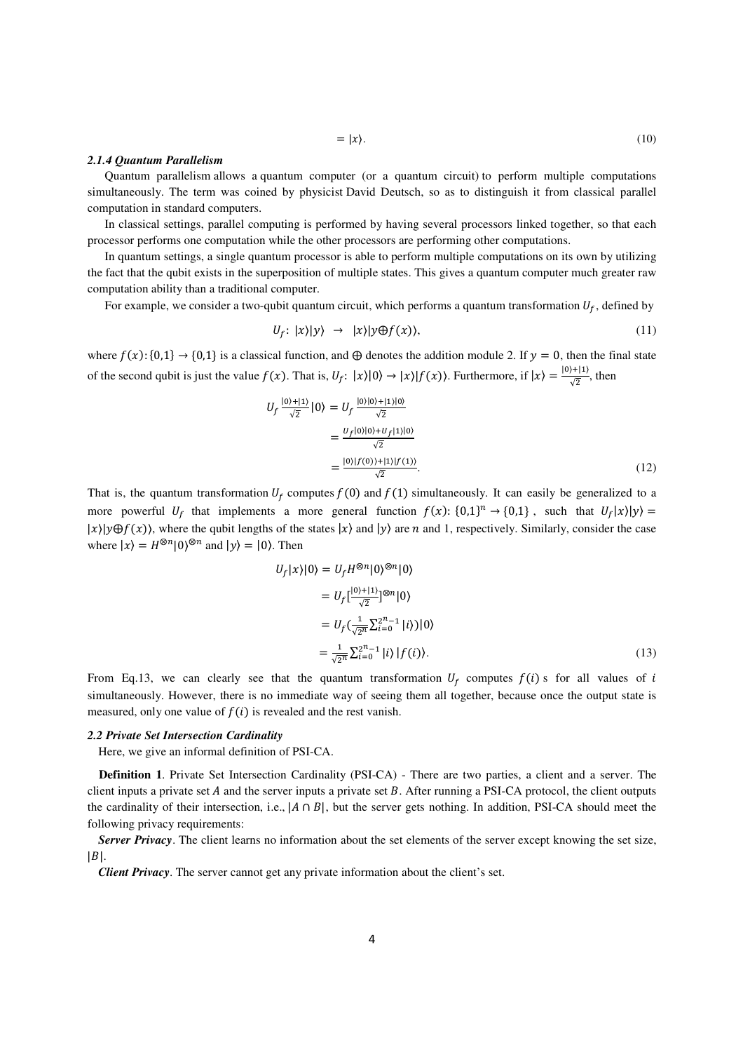$$= |x\rangle. \tag{10}$$

#### *2.1.4 Quantum Parallelism*

Quantum parallelism allows a quantum computer (or a quantum circuit) to perform multiple computations simultaneously. The term was coined by physicist David Deutsch, so as to distinguish it from classical parallel computation in standard computers.

In classical settings, parallel computing is performed by having several processors linked together, so that each processor performs one computation while the other processors are performing other computations.

In quantum settings, a single quantum processor is able to perform multiple computations on its own by utilizing the fact that the qubit exists in the superposition of multiple states. This gives a quantum computer much greater raw computation ability than a traditional computer.

For example, we consider a two-qubit quantum circuit, which performs a quantum transformation $U_f$, defined by

$$U_f: \ |x\rangle|y\rangle \ \rightarrow \ |x\rangle|y \oplus f(x)\rangle, \tag{11}$$

where $f(x)\colon \{0,1\} \rightarrow \{0,1\}$ is a classical function, and $\oplus$ denotes the addition module 2. If $y = 0$, then the final state of the second qubit is just the value $f(x)$. That is, $U_f\colon |x\rangle|0\rangle \rightarrow |x\rangle|f(x)\rangle$. Furthermore, if $|x\rangle = \frac{|0\rangle+|1\rangle}{\sqrt{2}}$, then

$$\begin{aligned} U_f \frac{|0\rangle+|1\rangle}{\sqrt{2}}|0\rangle &= U_f \frac{|0\rangle|0\rangle+|1\rangle|0\rangle}{\sqrt{2}} \\ &= \frac{U_f|0\rangle|0\rangle+U_f|1\rangle|0\rangle}{\sqrt{2}} \\ &= \frac{|0\rangle|f(0)\rangle+|1\rangle|f(1)\rangle}{\sqrt{2}}. \end{aligned} \tag{12}$$

That is, the quantum transformation $U_f$ computes $f(0)$ and $f(1)$ simultaneously. It can easily be generalized to a more powerful $U_f$ that implements a more general function $f(x)\colon \{0,1\}^n \rightarrow \{0,1\}$, such that $U_f|x\rangle|y\rangle = |x\rangle|y \oplus f(x)\rangle$, where the qubit lengths of the states $|x\rangle$ and $|y\rangle$ are $n$ and 1, respectively. Similarly, consider the case where $|x\rangle = H^{\otimes n}|0\rangle^{\otimes n}$ and $|y\rangle = |0\rangle$. Then

$$\begin{aligned} U_f|x\rangle|0\rangle &= U_f H^{\otimes n}|0\rangle^{\otimes n}|0\rangle \\ &= U_f\left[\frac{|0\rangle+|1\rangle}{\sqrt{2}}\right]^{\otimes n}|0\rangle \\ &= U_f\left(\frac{1}{\sqrt{2^n}}\sum_{i=0}^{2^n-1}|i\rangle\right)|0\rangle \\ &= \frac{1}{\sqrt{2^n}}\sum_{i=0}^{2^n-1}|i\rangle\,|f(i)\rangle. \end{aligned} \tag{13}$$

From Eq.13, we can clearly see that the quantum transformation $U_f$ computes $f(i)$ s for all values of $i$ simultaneously. However, there is no immediate way of seeing them all together, because once the output state is measured, only one value of $f(i)$ is revealed and the rest vanish.

### *2.2 Private Set Intersection Cardinality*

Here, we give an informal definition of PSI-CA.

**Definition 1**. Private Set Intersection Cardinality (PSI-CA) - There are two parties, a client and a server. The client inputs a private set $A$ and the server inputs a private set $B$. After running a PSI-CA protocol, the client outputs the cardinality of their intersection, i.e., $|A \cap B|$, but the server gets nothing. In addition, PSI-CA should meet the following privacy requirements:

***Server Privacy***. The client learns no information about the set elements of the server except knowing the set size, $|B|$.

***Client Privacy***. The server cannot get any private information about the client's set.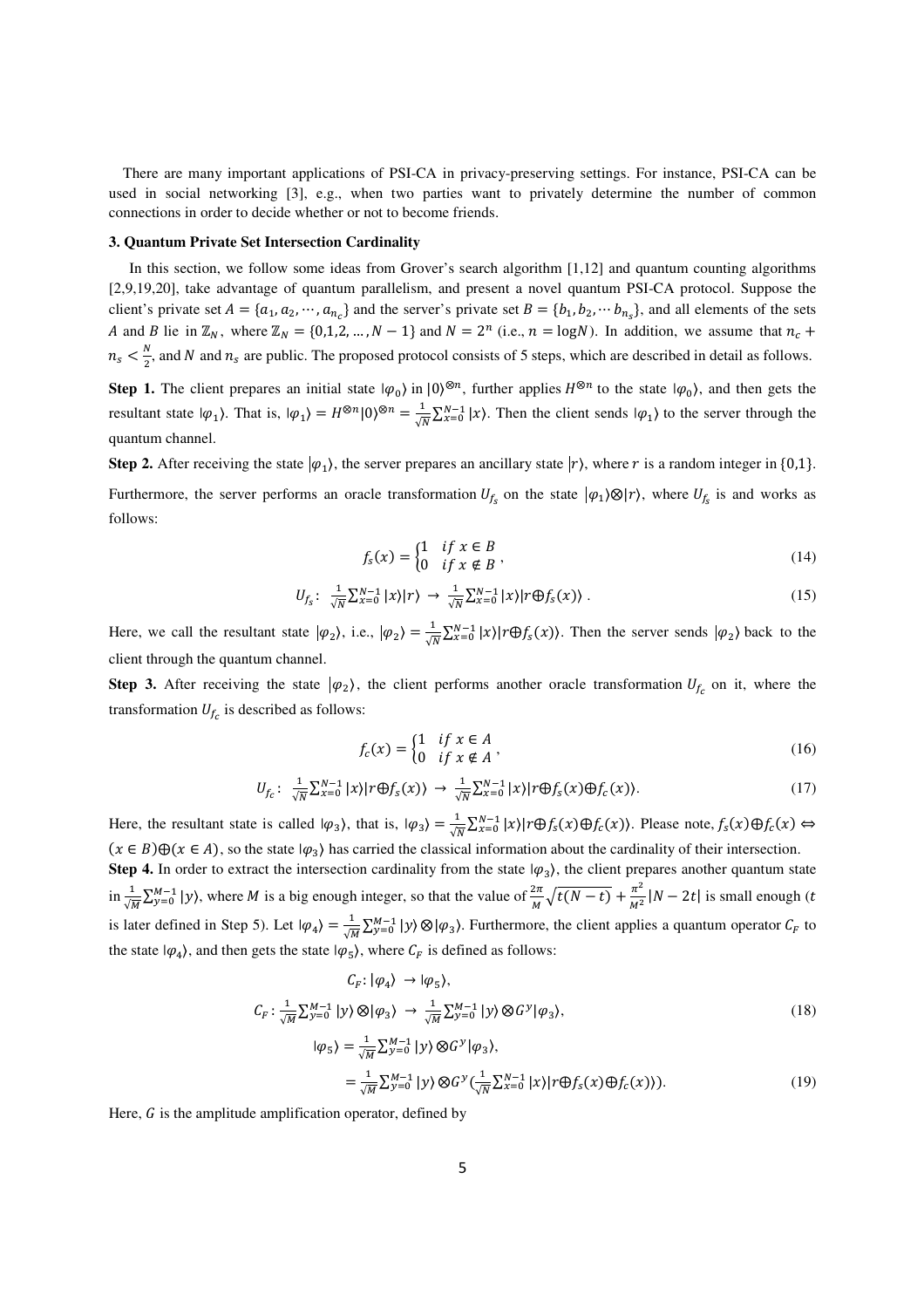There are many important applications of PSI-CA in privacy-preserving settings. For instance, PSI-CA can be used in social networking [3], e.g., when two parties want to privately determine the number of common connections in order to decide whether or not to become friends.

### 3. Quantum Private Set Intersection Cardinality

In this section, we follow some ideas from Grover's search algorithm [1,12] and quantum counting algorithms [2,9,19,20], take advantage of quantum parallelism, and present a novel quantum PSI-CA protocol. Suppose the client's private set $A = \{a_1, a_2, \cdots, a_{n_c}\}$ and the server's private set $B = \{b_1, b_2, \cdots b_{n_s}\}$, and all elements of the sets $A$ and $B$ lie in $\mathbb{Z}_N$, where $\mathbb{Z}_N = \{0,1,2,\ldots,N-1\}$ and $N = 2^n$ (i.e., $n = \log N$). In addition, we assume that $n_c + n_s < \frac{N}{2}$, and $N$ and $n_s$ are public. The proposed protocol consists of 5 steps, which are described in detail as follows.

**Step 1.** The client prepares an initial state $|\varphi_0\rangle$ in $|0\rangle^{\otimes n}$, further applies $H^{\otimes n}$ to the state $|\varphi_0\rangle$, and then gets the resultant state $|\varphi_1\rangle$. That is, $|\varphi_1\rangle = H^{\otimes n}|0\rangle^{\otimes n} = \frac{1}{\sqrt{N}}\sum_{x=0}^{N-1}|x\rangle$. Then the client sends $|\varphi_1\rangle$ to the server through the quantum channel.

**Step 2.** After receiving the state $|\varphi_1\rangle$, the server prepares an ancillary state $|r\rangle$, where $r$ is a random integer in $\{0,1\}$. Furthermore, the server performs an oracle transformation $U_{f_s}$ on the state $|\varphi_1\rangle \otimes |r\rangle$, where $U_{f_s}$ is and works as follows:

$$f_s(x) = \begin{cases} 1 & if\ x \in B \\ 0 & if\ x \notin B \end{cases}, \tag{14}$$

$$U_{f_s}:\ \frac{1}{\sqrt{N}}\sum_{x=0}^{N-1}|x\rangle|r\rangle \rightarrow \frac{1}{\sqrt{N}}\sum_{x=0}^{N-1}|x\rangle|r \oplus f_s(x)\rangle\ . \tag{15}$$

Here, we call the resultant state $|\varphi_2\rangle$, i.e., $|\varphi_2\rangle = \frac{1}{\sqrt{N}}\sum_{x=0}^{N-1}|x\rangle|r \oplus f_s(x)\rangle$. Then the server sends $|\varphi_2\rangle$ back to the client through the quantum channel.

**Step 3.** After receiving the state $|\varphi_2\rangle$, the client performs another oracle transformation $U_{f_c}$ on it, where the transformation $U_{f_c}$ is described as follows:

$$f_c(x) = \begin{cases} 1 & if\ x \in A \\ 0 & if\ x \notin A \end{cases}, \tag{16}$$

$$U_{fc}:\ \frac{1}{\sqrt{N}}\sum_{x=0}^{N-1}|x\rangle|r \oplus f_s(x)\rangle \rightarrow \frac{1}{\sqrt{N}}\sum_{x=0}^{N-1}|x\rangle|r \oplus f_s(x) \oplus f_c(x)\rangle. \tag{17}$$

Here, the resultant state is called $|\varphi_3\rangle$, that is, $|\varphi_3\rangle = \frac{1}{\sqrt{N}}\sum_{x=0}^{N-1}|x\rangle|r \oplus f_s(x) \oplus f_c(x)\rangle$. Please note, $f_s(x) \oplus f_c(x) \Leftrightarrow (x \in B) \oplus (x \in A)$, so the state $|\varphi_3\rangle$ has carried the classical information about the cardinality of their intersection.

**Step 4.** In order to extract the intersection cardinality from the state $|\varphi_3\rangle$, the client prepares another quantum state in $\frac{1}{\sqrt{M}}\sum_{y=0}^{M-1}|y\rangle$, where $M$ is a big enough integer, so that the value of $\frac{2\pi}{M}\sqrt{t(N-t)} + \frac{\pi^2}{M^2}|N - 2t|$ is small enough ($t$ is later defined in Step 5). Let $|\varphi_4\rangle = \frac{1}{\sqrt{M}}\sum_{y=0}^{M-1}|y\rangle \otimes |\varphi_3\rangle$. Furthermore, the client applies a quantum operator $C_F$ to the state $|\varphi_4\rangle$, and then gets the state $|\varphi_5\rangle$, where $C_F$ is defined as follows:

$$C_F: |\varphi_4\rangle \rightarrow |\varphi_5\rangle,$$

$$C_F: \frac{1}{\sqrt{M}}\sum_{y=0}^{M-1}|y\rangle \otimes |\varphi_3\rangle \rightarrow \frac{1}{\sqrt{M}}\sum_{y=0}^{M-1}|y\rangle \otimes G^y|\varphi_3\rangle, \tag{18}$$

$$|\varphi_5\rangle = \frac{1}{\sqrt{M}}\sum_{y=0}^{M-1}|y\rangle \otimes G^y|\varphi_3\rangle,$$

$$= \frac{1}{\sqrt{M}}\sum_{y=0}^{M-1}|y\rangle \otimes G^y\left(\frac{1}{\sqrt{N}}\sum_{x=0}^{N-1}|x\rangle|r \oplus f_s(x) \oplus f_c(x)\rangle\right). \tag{19}$$

Here, $G$ is the amplitude amplification operator, defined by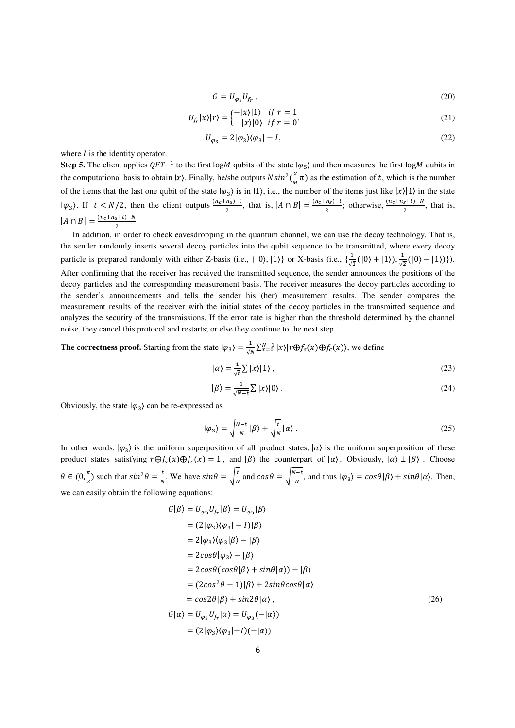$$G = U_{\varphi_3} U_{f_r}\ , \tag{20}$$

$$U_{f_r}|x\rangle|r\rangle = \begin{cases} -|x\rangle|1\rangle & if\ r = 1 \\ \ \ |x\rangle|0\rangle & if\ r = 0 \end{cases}, \tag{21}$$

$$U_{\varphi_3} = 2|\varphi_3\rangle\langle\varphi_3| - I, \tag{22}$$

where $I$ is the identity operator.

**Step 5.** The client applies $QFT^{-1}$ to the first $\log M$ qubits of the state $|\varphi_5\rangle$ and then measures the first $\log M$ qubits in the computational basis to obtain $|x\rangle$. Finally, he/she outputs $N sin^2(\frac{x}{M}\pi)$ as the estimation of $t$, which is the number of the items that the last one qubit of the state $|\varphi_3\rangle$ is in $|1\rangle$, i.e., the number of the items just like $|x\rangle|1\rangle$ in the state $|\varphi_3\rangle$. If $t < N/2$, then the client outputs $\frac{(n_c+n_s)-t}{2}$, that is, $|A \cap B| = \frac{(n_c+n_s)-t}{2}$; otherwise, $\frac{(n_c+n_s+t)-N}{2}$, that is, $|A \cap B| = \frac{(n_c+n_s+t)-N}{2}$.

In addition, in order to check eavesdropping in the quantum channel, we can use the decoy technology. That is, the sender randomly inserts several decoy particles into the qubit sequence to be transmitted, where every decoy particle is prepared randomly with either Z-basis (i.e., $\{|0\rangle, |1\rangle\}$) or X-basis (i.e., $\{\frac{1}{\sqrt{2}}(|0\rangle + |1\rangle), \frac{1}{\sqrt{2}}(|0\rangle - |1\rangle)\}$). After confirming that the receiver has received the transmitted sequence, the sender announces the positions of the decoy particles and the corresponding measurement basis. The receiver measures the decoy particles according to the sender's announcements and tells the sender his (her) measurement results. The sender compares the measurement results of the receiver with the initial states of the decoy particles in the transmitted sequence and analyzes the security of the transmissions. If the error rate is higher than the threshold determined by the channel noise, they cancel this protocol and restarts; or else they continue to the next step.

**The correctness proof.** Starting from the state $|\varphi_3\rangle = \frac{1}{\sqrt{N}}\sum_{x=0}^{N-1}|x\rangle|r \oplus f_s(x) \oplus f_c(x)\rangle$, we define

$$|\alpha\rangle = \frac{1}{\sqrt{t}}\sum|x\rangle|1\rangle\ , \tag{23}$$

$$|\beta\rangle = \frac{1}{\sqrt{N-t}}\sum|x\rangle|0\rangle\ . \tag{24}$$

Obviously, the state $|\varphi_3\rangle$ can be re-expressed as

$$|\varphi_3\rangle = \sqrt{\frac{N-t}{N}}|\beta\rangle + \sqrt{\frac{t}{N}}|\alpha\rangle\ . \tag{25}$$

In other words, $|\varphi_3\rangle$ is the uniform superposition of all product states, $|\alpha\rangle$ is the uniform superposition of these product states satisfying $r \oplus f_s(x) \oplus f_c(x) = 1$, and $|\beta\rangle$ the counterpart of $|\alpha\rangle$. Obviously, $|\alpha\rangle \perp |\beta\rangle$. Choose $\theta \in (0, \frac{\pi}{2})$ such that $sin^2\theta = \frac{t}{N}$. We have $sin\theta = \sqrt{\frac{t}{N}}$ and $cos\theta = \sqrt{\frac{N-t}{N}}$, and thus $|\varphi_3\rangle = cos\theta|\beta\rangle + sin\theta|\alpha\rangle$. Then, we can easily obtain the following equations:

$$\begin{aligned}
G|\beta\rangle &= U_{\varphi_3}U_{f_r}|\beta\rangle = U_{\varphi_3}|\beta\rangle \\
&= (2|\varphi_3\rangle\langle\varphi_3| - I)|\beta\rangle \\
&= 2|\varphi_3\rangle\langle\varphi_3|\beta\rangle - |\beta\rangle \\
&= 2cos\theta|\varphi_3\rangle - |\beta\rangle \\
&= 2cos\theta(cos\theta|\beta\rangle + sin\theta|\alpha\rangle) - |\beta\rangle \\
&= (2cos^2\theta - 1)|\beta\rangle + 2sin\theta cos\theta|\alpha\rangle \\
&= cos2\theta|\beta\rangle + sin2\theta|\alpha\rangle\ ,
\end{aligned} \tag{26}$$

$$\begin{aligned}
G|\alpha\rangle &= U_{\varphi_3}U_{f_r}|\alpha\rangle = U_{\varphi_3}(-|\alpha\rangle) \\
&= (2|\varphi_3\rangle\langle\varphi_3| - I)(-|\alpha\rangle)
\end{aligned}$$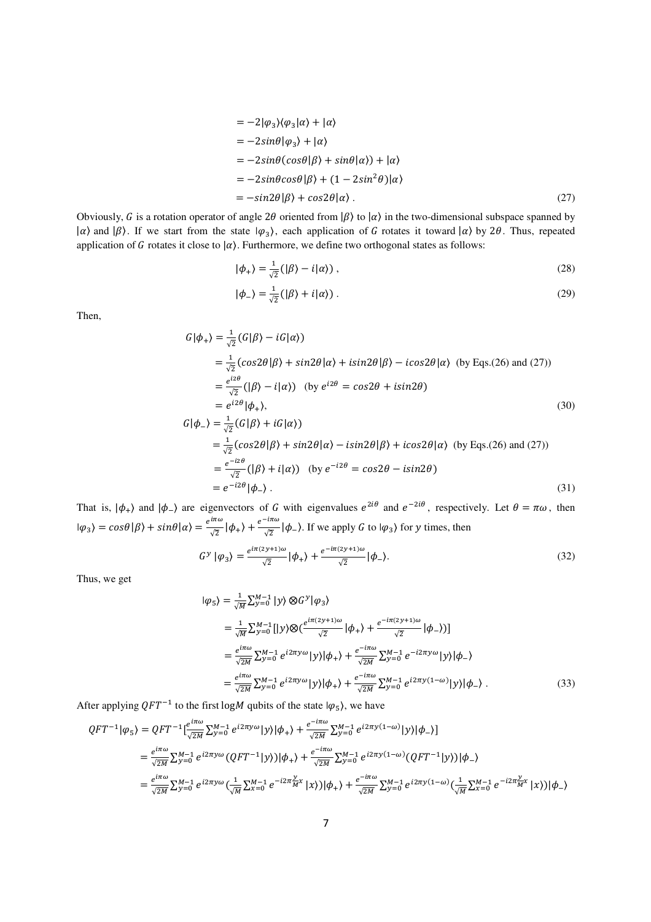$$
\begin{aligned}
&= -2|\varphi_3\rangle\langle\varphi_3|\alpha\rangle + |\alpha\rangle \\
&= -2sin\theta|\varphi_3\rangle + |\alpha\rangle \\
&= -2sin\theta(cos\theta|\beta\rangle + sin\theta|\alpha\rangle) + |\alpha\rangle \\
&= -2sin\theta cos\theta|\beta\rangle + (1 - 2sin^2\theta)|\alpha\rangle \\
&= -sin2\theta|\beta\rangle + cos2\theta|\alpha\rangle\ .
\end{aligned} \tag{27}
$$

Obviously, $G$ is a rotation operator of angle $2\theta$ oriented from $|\beta\rangle$ to $|\alpha\rangle$ in the two-dimensional subspace spanned by $|\alpha\rangle$ and $|\beta\rangle$. If we start from the state $|\varphi_3\rangle$, each application of $G$ rotates it toward $|\alpha\rangle$ by $2\theta$. Thus, repeated application of $G$ rotates it close to $|\alpha\rangle$. Furthermore, we define two orthogonal states as follows:

$$
|\phi_+\rangle = \tfrac{1}{\sqrt{2}}(|\beta\rangle - i|\alpha\rangle)\ , \tag{28}
$$

$$
|\phi_-\rangle = \tfrac{1}{\sqrt{2}}(|\beta\rangle + i|\alpha\rangle)\ . \tag{29}
$$

Then,

$$
\begin{aligned}
G|\phi_+\rangle &= \tfrac{1}{\sqrt{2}}(G|\beta\rangle - iG|\alpha\rangle) \\
&= \tfrac{1}{\sqrt{2}}(cos2\theta|\beta\rangle + sin2\theta|\alpha\rangle + isin2\theta|\beta\rangle - icos2\theta|\alpha\rangle \quad \text{(by Eqs.(26) and (27))} \\
&= \tfrac{e^{i2\theta}}{\sqrt{2}}(|\beta\rangle - i|\alpha\rangle) \quad (\text{by } e^{i2\theta} = cos2\theta + isin2\theta) \\
&= e^{i2\theta}|\phi_+\rangle,
\end{aligned} \tag{30}
$$

$$
\begin{aligned}
G|\phi_-\rangle &= \tfrac{1}{\sqrt{2}}(G|\beta\rangle + iG|\alpha\rangle) \\
&= \tfrac{1}{\sqrt{2}}(cos2\theta|\beta\rangle + sin2\theta|\alpha\rangle - isin2\theta|\beta\rangle + icos2\theta|\alpha\rangle \quad \text{(by Eqs.(26) and (27))} \\
&= \tfrac{e^{-i2\theta}}{\sqrt{2}}(|\beta\rangle + i|\alpha\rangle) \quad (\text{by } e^{-i2\theta} = cos2\theta - isin2\theta) \\
&= e^{-i2\theta}|\phi_-\rangle\ .
\end{aligned} \tag{31}
$$

That is, $|\phi_+\rangle$ and $|\phi_-\rangle$ are eigenvectors of $G$ with eigenvalues $e^{2i\theta}$ and $e^{-2i\theta}$, respectively. Let $\theta = \pi\omega$, then $|\varphi_3\rangle = cos\theta|\beta\rangle + sin\theta|\alpha\rangle = \frac{e^{i\pi\omega}}{\sqrt{2}}|\phi_+\rangle + \frac{e^{-i\pi\omega}}{\sqrt{2}}|\phi_-\rangle$. If we apply $G$ to $|\varphi_3\rangle$ for $y$ times, then

$$
G^y\,|\varphi_3\rangle = \tfrac{e^{i\pi(2y+1)\omega}}{\sqrt{2}}|\phi_+\rangle + \tfrac{e^{-i\pi(2y+1)\omega}}{\sqrt{2}}|\phi_-\rangle. \tag{32}
$$

Thus, we get

$$
\begin{aligned}
|\varphi_5\rangle &= \tfrac{1}{\sqrt{M}}\textstyle\sum_{y=0}^{M-1}|y\rangle \otimes G^y|\varphi_3\rangle \\
&= \tfrac{1}{\sqrt{M}}\textstyle\sum_{y=0}^{M-1}[|y\rangle \otimes (\tfrac{e^{i\pi(2y+1)\omega}}{\sqrt{2}}|\phi_+\rangle + \tfrac{e^{-i\pi(2y+1)\omega}}{\sqrt{2}}|\phi_-\rangle)] \\
&= \tfrac{e^{i\pi\omega}}{\sqrt{2M}}\textstyle\sum_{y=0}^{M-1}e^{i2\pi y\omega}|y\rangle|\phi_+\rangle + \tfrac{e^{-i\pi\omega}}{\sqrt{2M}}\textstyle\sum_{y=0}^{M-1}e^{-i2\pi y\omega}|y\rangle|\phi_-\rangle \\
&= \tfrac{e^{i\pi\omega}}{\sqrt{2M}}\textstyle\sum_{y=0}^{M-1}e^{i2\pi y\omega}|y\rangle|\phi_+\rangle + \tfrac{e^{-i\pi\omega}}{\sqrt{2M}}\textstyle\sum_{y=0}^{M-1}e^{i2\pi y(1-\omega)}|y\rangle|\phi_-\rangle\ .
\end{aligned} \tag{33}
$$

After applying $QFT^{-1}$ to the first $\log M$ qubits of the state $|\varphi_5\rangle$, we have

$$
\begin{aligned}
QFT^{-1}|\varphi_5\rangle &= QFT^{-1}[\tfrac{e^{i\pi\omega}}{\sqrt{2M}}\textstyle\sum_{y=0}^{M-1}e^{i2\pi y\omega}|y\rangle|\phi_+\rangle + \tfrac{e^{-i\pi\omega}}{\sqrt{2M}}\textstyle\sum_{y=0}^{M-1}e^{i2\pi y(1-\omega)}|y\rangle|\phi_-\rangle] \\
&= \tfrac{e^{i\pi\omega}}{\sqrt{2M}}\textstyle\sum_{y=0}^{M-1}e^{i2\pi y\omega}(QFT^{-1}|y\rangle)|\phi_+\rangle + \tfrac{e^{-i\pi\omega}}{\sqrt{2M}}\textstyle\sum_{y=0}^{M-1}e^{i2\pi y(1-\omega)}(QFT^{-1}|y\rangle)|\phi_-\rangle \\
&= \tfrac{e^{i\pi\omega}}{\sqrt{2M}}\textstyle\sum_{y=0}^{M-1}e^{i2\pi y\omega}(\tfrac{1}{\sqrt{M}}\textstyle\sum_{x=0}^{M-1}e^{-i2\pi\frac{y}{M}x}|x\rangle)|\phi_+\rangle + \tfrac{e^{-i\pi\omega}}{\sqrt{2M}}\textstyle\sum_{y=0}^{M-1}e^{i2\pi y(1-\omega)}(\tfrac{1}{\sqrt{M}}\textstyle\sum_{x=0}^{M-1}e^{-i2\pi\frac{y}{M}x}|x\rangle)|\phi_-\rangle
\end{aligned}
$$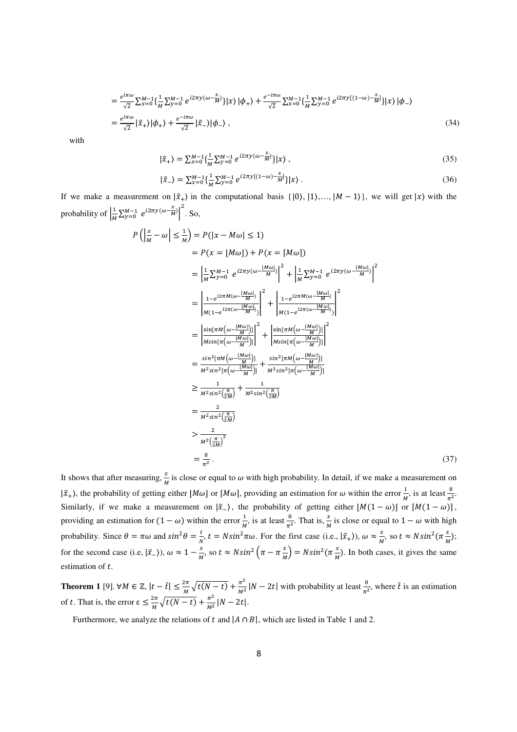$$= \frac{e^{i\pi\omega}}{\sqrt{2}}\sum_{x=0}^{M-1}\{\frac{1}{M}\sum_{y=0}^{M-1} e^{i2\pi y(\omega-\frac{x}{M})}\}|x\rangle\,|\phi_+\rangle + \frac{e^{-i\pi\omega}}{\sqrt{2}}\sum_{x=0}^{M-1}\{\frac{1}{M}\sum_{y=0}^{M-1} e^{i2\pi y[(1-\omega)-\frac{x}{M}]}\}|x\rangle\,|\phi_-\rangle$$

$$= \frac{e^{i\pi\omega}}{\sqrt{2}}|\tilde{x}_+\rangle|\phi_+\rangle + \frac{e^{-i\pi\omega}}{\sqrt{2}}|\tilde{x}_-\rangle|\phi_-\rangle\ , \tag{34}$$

with

$$|\tilde{x}_+\rangle = \sum_{x=0}^{M-1}\{\frac{1}{M}\sum_{y=0}^{M-1} e^{i2\pi y(\omega-\frac{x}{M})}\}|x\rangle\ , \tag{35}$$

$$|\tilde{x}_-\rangle = \sum_{x=0}^{M-1}\{\frac{1}{M}\sum_{y=0}^{M-1} e^{i2\pi y[(1-\omega)-\frac{x}{M}]}\}|x\rangle\ . \tag{36}$$

If we make a measurement on $|\tilde{x}_+\rangle$ in the computational basis $\{|0\rangle, |1\rangle, \ldots, |M-1\rangle\}$, we will get $|x\rangle$ with the probability of $\left|\frac{1}{M}\sum_{y=0}^{M-1} e^{i2\pi y(\omega-\frac{x}{M})}\right|^2$. So,

$$\begin{aligned}
P\left(\left|\frac{x}{M}-\omega\right| \le \frac{1}{M}\right) &= P(|x-M\omega| \le 1) \\
&= P(x=\lfloor M\omega\rfloor) + P(x=\lceil M\omega\rceil) \\
&= \left|\frac{1}{M}\sum_{y=0}^{M-1} e^{i2\pi y(\omega-\frac{\lfloor M\omega\rfloor}{M})}\right|^2 + \left|\frac{1}{M}\sum_{y=0}^{M-1} e^{i2\pi y(\omega-\frac{\lceil M\omega\rceil}{M})}\right|^2 \\
&= \left|\frac{1-e^{i2\pi M(\omega-\frac{\lfloor M\omega\rfloor}{M})}}{M(1-e^{i2\pi(\omega-\frac{\lfloor M\omega\rfloor}{M})})}\right|^2 + \left|\frac{1-e^{i2\pi M(\omega-\frac{\lceil M\omega\rceil}{M})}}{M(1-e^{i2\pi(\omega-\frac{\lceil M\omega\rceil}{M})})}\right|^2 \\
&= \left|\frac{\sin[\pi M\left(\omega-\frac{\lfloor M\omega\rfloor}{M}\right)]}{M\sin[\pi\left(\omega-\frac{\lfloor M\omega\rfloor}{M}\right)]}\right|^2 + \left|\frac{\sin[\pi M\left(\omega-\frac{\lceil M\omega\rceil}{M}\right)]}{M\sin[\pi\left(\omega-\frac{\lceil M\omega\rceil}{M}\right)]}\right|^2 \\
&= \frac{\sin^2[\pi M\left(\omega-\frac{\lfloor M\omega\rfloor}{M}\right)]}{M^2\sin^2[\pi\left(\omega-\frac{\lfloor M\omega\rfloor}{M}\right)]} + \frac{\sin^2[\pi M\left(\omega-\frac{\lceil M\omega\rceil}{M}\right)]}{M^2\sin^2[\pi\left(\omega-\frac{\lceil M\omega\rceil}{M}\right)]} \\
&\ge \frac{1}{M^2\sin^2\left(\frac{\pi}{2M}\right)} + \frac{1}{M^2\sin^2\left(\frac{\pi}{2M}\right)} \\
&= \frac{2}{M^2\sin^2\left(\frac{\pi}{2M}\right)} \\
&> \frac{2}{M^2\left(\frac{\pi}{2M}\right)^2} \\
&= \frac{8}{\pi^2}\ .
\end{aligned} \tag{37}$$

It shows that after measuring, $\frac{x}{M}$ is close or equal to $\omega$ with high probability. In detail, if we make a measurement on $|\tilde{x}_+\rangle$, the probability of getting either $\lfloor M\omega\rfloor$ or $\lceil M\omega\rceil$, providing an estimation for $\omega$ within the error $\frac{1}{M}$, is at least $\frac{8}{\pi^2}$. Similarly, if we make a measurement on $|\tilde{x}_-\rangle$, the probability of getting either $\lfloor M(1-\omega)\rfloor$ or $\lceil M(1-\omega)\rceil$, providing an estimation for $(1-\omega)$ within the error $\frac{1}{M}$, is at least $\frac{8}{\pi^2}$. That is, $\frac{x}{M}$ is close or equal to $1-\omega$ with high probability. Since $\theta = \pi\omega$ and $\sin^2\theta = \frac{t}{N}$, $t = N\sin^2\pi\omega$. For the first case (i.e., $|\tilde{x}_+\rangle$), $\omega \approx \frac{x}{M}$, so $t \approx N\sin^2(\pi\frac{x}{M})$; for the second case (i.e, $|\tilde{x}_-\rangle$), $\omega \approx 1-\frac{x}{M}$, so $t \approx N\sin^2\left(\pi - \pi\frac{x}{M}\right) = N\sin^2(\pi\frac{x}{M})$. In both cases, it gives the same estimation of $t$.

**Theorem 1** [9]. $\forall M \in \mathbb{Z}$, $|t-\tilde{t}| \le \frac{2\pi}{M}\sqrt{t(N-t)} + \frac{\pi^2}{M^2}|N-2t|$ with probability at least $\frac{8}{\pi^2}$, where $\tilde{t}$ is an estimation of $t$. That is, the error $\varepsilon \le \frac{2\pi}{M}\sqrt{t(N-t)} + \frac{\pi^2}{M^2}|N-2t|$.

Furthermore, we analyze the relations of $t$ and $|A \cap B|$, which are listed in Table 1 and 2.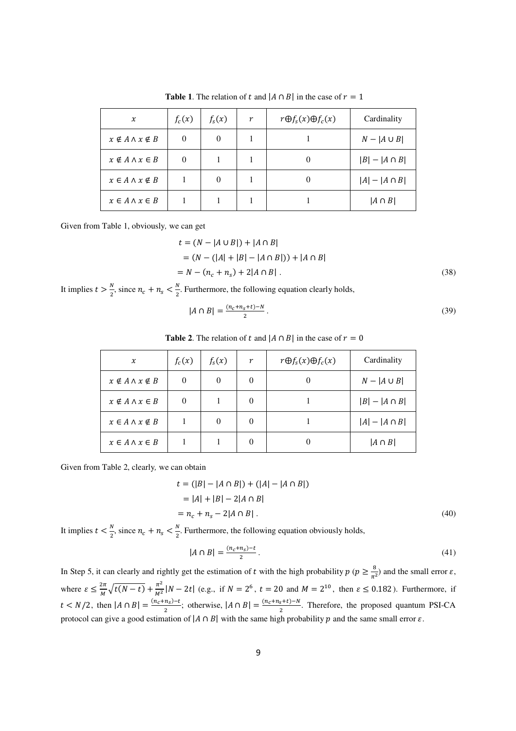**Table 1**. The relation of $t$ and $|A \cap B|$ in the case of $r = 1$

| $x$ | $f_c(x)$ | $f_s(x)$ | $r$ | $r \oplus f_s(x) \oplus f_c(x)$ | Cardinality |
|---|---|---|---|---|---|
| $x \notin A \wedge x \notin B$ | 0 | 0 | 1 | 1 | $N - \lvert A \cup B \rvert$ |
| $x \notin A \wedge x \in B$ | 0 | 1 | 1 | 0 | $\lvert B \rvert - \lvert A \cap B \rvert$ |
| $x \in A \wedge x \notin B$ | 1 | 0 | 1 | 0 | $\lvert A \rvert - \lvert A \cap B \rvert$ |
| $x \in A \wedge x \in B$ | 1 | 1 | 1 | 1 | $\lvert A \cap B \rvert$ |

Given from Table 1, obviously, we can get

$$\begin{aligned} t &= (N - |A \cup B|) + |A \cap B| \\ &= (N - (|A| + |B| - |A \cap B|)) + |A \cap B| \\ &= N - (n_c + n_s) + 2|A \cap B| \ . \end{aligned} \tag{38}$$

It implies $t > \frac{N}{2}$, since $n_c + n_s < \frac{N}{2}$. Furthermore, the following equation clearly holds,

$$|A \cap B| = \frac{(n_c + n_s + t) - N}{2} \ . \tag{39}$$

**Table 2**. The relation of $t$ and $|A \cap B|$ in the case of $r = 0$

| $x$ | $f_c(x)$ | $f_s(x)$ | $r$ | $r \oplus f_s(x) \oplus f_c(x)$ | Cardinality |
|---|---|---|---|---|---|
| $x \notin A \wedge x \notin B$ | 0 | 0 | 0 | 0 | $N - \lvert A \cup B \rvert$ |
| $x \notin A \wedge x \in B$ | 0 | 1 | 0 | 1 | $\lvert B \rvert - \lvert A \cap B \rvert$ |
| $x \in A \wedge x \notin B$ | 1 | 0 | 0 | 1 | $\lvert A \rvert - \lvert A \cap B \rvert$ |
| $x \in A \wedge x \in B$ | 1 | 1 | 0 | 0 | $\lvert A \cap B \rvert$ |

Given from Table 2, clearly, we can obtain

$$\begin{aligned} t &= (|B| - |A \cap B|) + (|A| - |A \cap B|) \\ &= |A| + |B| - 2|A \cap B| \\ &= n_c + n_s - 2|A \cap B| \ . \end{aligned} \tag{40}$$

It implies $t < \frac{N}{2}$, since $n_c + n_s < \frac{N}{2}$. Furthermore, the following equation obviously holds,

$$|A \cap B| = \frac{(n_c + n_s) - t}{2} \ . \tag{41}$$

In Step 5, it can clearly and rightly get the estimation of $t$ with the high probability $p$ ($p \geq \frac{8}{\pi^2}$) and the small error $\varepsilon$, where $\varepsilon \leq \frac{2\pi}{M}\sqrt{t(N-t)} + \frac{\pi^2}{M^2}|N - 2t|$ (e.g., if $N = 2^6$, $t = 20$ and $M = 2^{10}$, then $\varepsilon \leq 0.182$). Furthermore, if $t < N/2$, then $|A \cap B| = \frac{(n_c + n_s) - t}{2}$; otherwise, $|A \cap B| = \frac{(n_c + n_s + t) - N}{2}$. Therefore, the proposed quantum PSI-CA protocol can give a good estimation of $|A \cap B|$ with the same high probability $p$ and the same small error $\varepsilon$.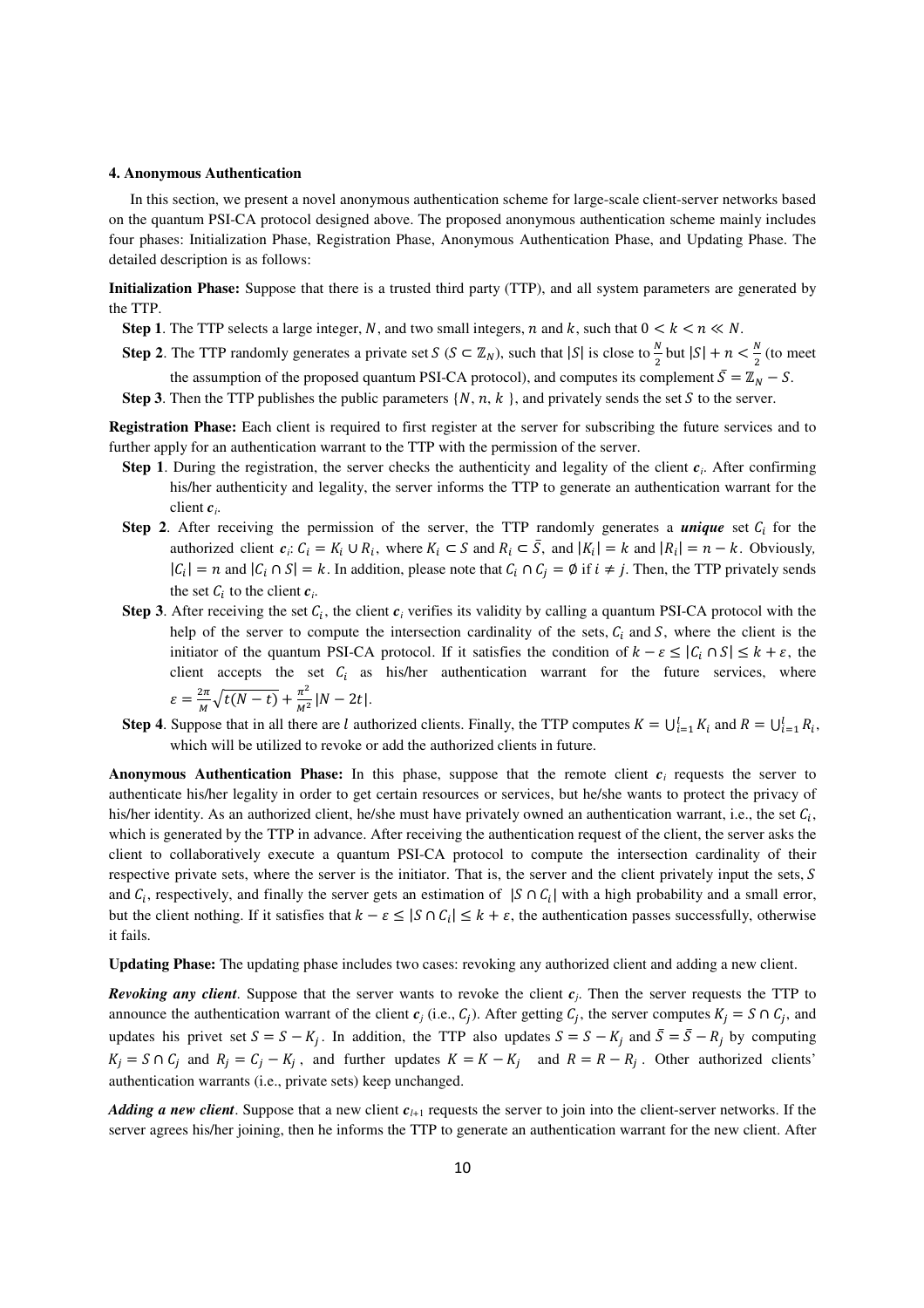### 4. Anonymous Authentication

In this section, we present a novel anonymous authentication scheme for large-scale client-server networks based on the quantum PSI-CA protocol designed above. The proposed anonymous authentication scheme mainly includes four phases: Initialization Phase, Registration Phase, Anonymous Authentication Phase, and Updating Phase. The detailed description is as follows:

**Initialization Phase:** Suppose that there is a trusted third party (TTP), and all system parameters are generated by the TTP.

- **Step 1**. The TTP selects a large integer, $N$, and two small integers, $n$ and $k$, such that $0 < k < n \ll N$.
- **Step 2**. The TTP randomly generates a private set $S$ ($S \subset \mathbb{Z}_N$), such that $|S|$ is close to $\frac{N}{2}$ but $|S| + n < \frac{N}{2}$ (to meet the assumption of the proposed quantum PSI-CA protocol), and computes its complement $\bar{S} = \mathbb{Z}_N - S$.
- **Step 3**. Then the TTP publishes the public parameters $\{N, n, k\}$, and privately sends the set $S$ to the server.

**Registration Phase:** Each client is required to first register at the server for subscribing the future services and to further apply for an authentication warrant to the TTP with the permission of the server.

- **Step 1**. During the registration, the server checks the authenticity and legality of the client $\boldsymbol{c}_i$. After confirming his/her authenticity and legality, the server informs the TTP to generate an authentication warrant for the client $\boldsymbol{c}_i$.
- **Step 2**. After receiving the permission of the server, the TTP randomly generates a ***unique*** set $C_i$ for the authorized client $\boldsymbol{c}_i$: $C_i = K_i \cup R_i$, where $K_i \subset S$ and $R_i \subset \bar{S}$, and $|K_i| = k$ and $|R_i| = n - k$. Obviously, $|C_i| = n$ and $|C_i \cap S| = k$. In addition, please note that $C_i \cap C_j = \emptyset$ if $i \neq j$. Then, the TTP privately sends the set $C_i$ to the client $\boldsymbol{c}_i$.
- **Step 3**. After receiving the set $C_i$, the client $\boldsymbol{c}_i$ verifies its validity by calling a quantum PSI-CA protocol with the help of the server to compute the intersection cardinality of the sets, $C_i$ and $S$, where the client is the initiator of the quantum PSI-CA protocol. If it satisfies the condition of $k - \varepsilon \leq |C_i \cap S| \leq k + \varepsilon$, the client accepts the set $C_i$ as his/her authentication warrant for the future services, where $\varepsilon = \frac{2\pi}{M}\sqrt{t(N-t)} + \frac{\pi^2}{M^2}|N - 2t|$.
- **Step 4**. Suppose that in all there are $l$ authorized clients. Finally, the TTP computes $K = \bigcup_{i=1}^{l} K_i$ and $R = \bigcup_{i=1}^{l} R_i$, which will be utilized to revoke or add the authorized clients in future.

**Anonymous Authentication Phase:** In this phase, suppose that the remote client $\boldsymbol{c}_i$ requests the server to authenticate his/her legality in order to get certain resources or services, but he/she wants to protect the privacy of his/her identity. As an authorized client, he/she must have privately owned an authentication warrant, i.e., the set $C_i$, which is generated by the TTP in advance. After receiving the authentication request of the client, the server asks the client to collaboratively execute a quantum PSI-CA protocol to compute the intersection cardinality of their respective private sets, where the server is the initiator. That is, the server and the client privately input the sets, $S$ and $C_i$, respectively, and finally the server gets an estimation of $|S \cap C_i|$ with a high probability and a small error, but the client nothing. If it satisfies that $k - \varepsilon \leq |S \cap C_i| \leq k + \varepsilon$, the authentication passes successfully, otherwise it fails.

**Updating Phase:** The updating phase includes two cases: revoking any authorized client and adding a new client.

***Revoking any client***. Suppose that the server wants to revoke the client $\boldsymbol{c}_j$. Then the server requests the TTP to announce the authentication warrant of the client $\boldsymbol{c}_j$ (i.e., $C_j$). After getting $C_j$, the server computes $K_j = S \cap C_j$, and updates his privet set $S = S - K_j$. In addition, the TTP also updates $S = S - K_j$ and $\bar{S} = \bar{S} - R_j$ by computing $K_j = S \cap C_j$ and $R_j = C_j - K_j$, and further updates $K = K - K_j$ and $R = R - R_j$. Other authorized clients' authentication warrants (i.e., private sets) keep unchanged.

***Adding a new client***. Suppose that a new client $\boldsymbol{c}_{l+1}$ requests the server to join into the client-server networks. If the server agrees his/her joining, then he informs the TTP to generate an authentication warrant for the new client. After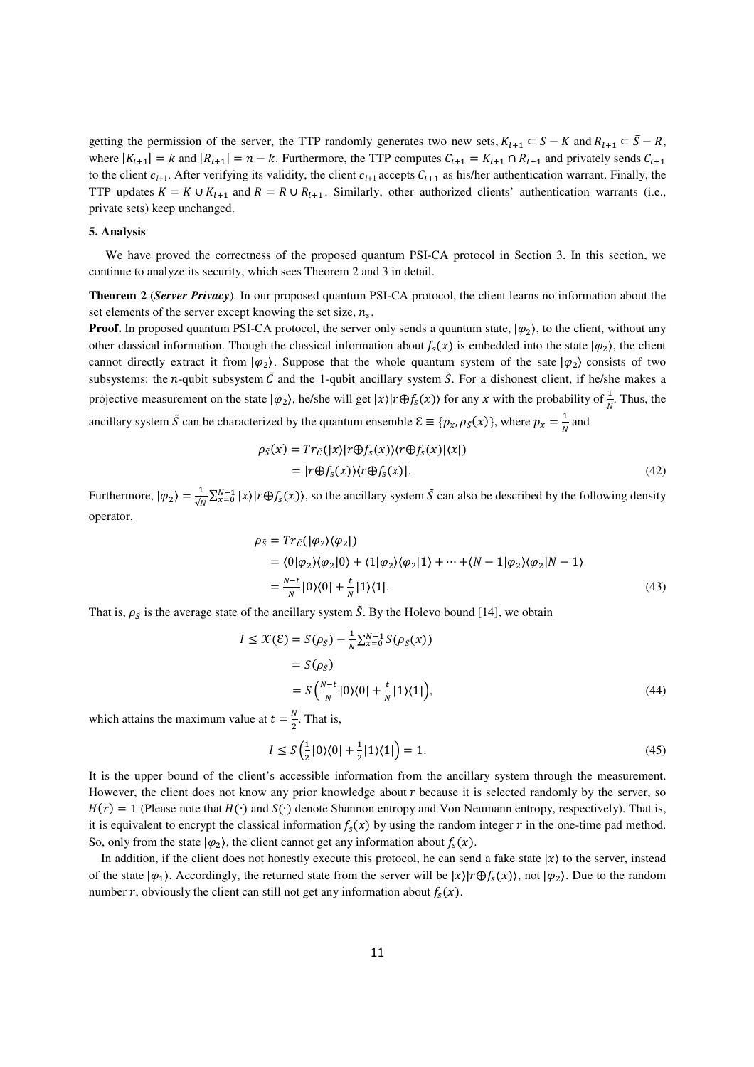getting the permission of the server, the TTP randomly generates two new sets, $K_{l+1} \subset S - K$ and $R_{l+1} \subset \bar{S} - R$, where $|K_{l+1}| = k$ and $|R_{l+1}| = n - k$. Furthermore, the TTP computes $C_{l+1} = K_{l+1} \cap R_{l+1}$ and privately sends $C_{l+1}$ to the client $\boldsymbol{c}_{l+1}$. After verifying its validity, the client $\boldsymbol{c}_{l+1}$ accepts $C_{l+1}$ as his/her authentication warrant. Finally, the TTP updates $K = K \cup K_{l+1}$ and $R = R \cup R_{l+1}$. Similarly, other authorized clients' authentication warrants (i.e., private sets) keep unchanged.

## 5. Analysis

We have proved the correctness of the proposed quantum PSI-CA protocol in Section 3. In this section, we continue to analyze its security, which sees Theorem 2 and 3 in detail.

**Theorem 2** (***Server Privacy***). In our proposed quantum PSI-CA protocol, the client learns no information about the set elements of the server except knowing the set size, $n_s$.

**Proof.** In proposed quantum PSI-CA protocol, the server only sends a quantum state, $|\varphi_2\rangle$, to the client, without any other classical information. Though the classical information about $f_s(x)$ is embedded into the state $|\varphi_2\rangle$, the client cannot directly extract it from $|\varphi_2\rangle$. Suppose that the whole quantum system of the sate $|\varphi_2\rangle$ consists of two subsystems: the $n$-qubit subsystem $\tilde{C}$ and the 1-qubit ancillary system $\tilde{S}$. For a dishonest client, if he/she makes a projective measurement on the state $|\varphi_2\rangle$, he/she will get $|x\rangle|r \oplus f_s(x)\rangle$ for any $x$ with the probability of $\frac{1}{N}$. Thus, the ancillary system $\tilde{S}$ can be characterized by the quantum ensemble $\mathcal{E} \equiv \{p_x, \rho_S(x)\}$, where $p_x = \frac{1}{N}$ and

$$
\begin{aligned}
\rho_{\tilde{S}}(x) &= Tr_{\tilde{C}}(|x\rangle|r \oplus f_s(x)\rangle\langle r \oplus f_s(x)|\langle x|) \\
&= |r \oplus f_s(x)\rangle\langle r \oplus f_s(x)|.
\end{aligned}
\tag{42}
$$

Furthermore, $|\varphi_2\rangle = \frac{1}{\sqrt{N}}\sum_{x=0}^{N-1}|x\rangle|r \oplus f_s(x)\rangle$, so the ancillary system $\tilde{S}$ can also be described by the following density operator,

$$
\begin{aligned}
\rho_{\tilde{S}} &= Tr_{\tilde{C}}(|\varphi_2\rangle\langle\varphi_2|) \\
&= \langle 0|\varphi_2\rangle\langle\varphi_2|0\rangle + \langle 1|\varphi_2\rangle\langle\varphi_2|1\rangle + \cdots + \langle N-1|\varphi_2\rangle\langle\varphi_2|N-1\rangle \\
&= \tfrac{N-t}{N}|0\rangle\langle 0| + \tfrac{t}{N}|1\rangle\langle 1|.
\end{aligned}
\tag{43}
$$

That is, $\rho_{\tilde{S}}$ is the average state of the ancillary system $\tilde{S}$. By the Holevo bound [14], we obtain

$$
\begin{aligned}
I \leq \mathcal{X}(\mathcal{E}) &= S(\rho_{\tilde{S}}) - \tfrac{1}{N}\textstyle\sum_{x=0}^{N-1} S(\rho_{\tilde{S}}(x)) \\
&= S(\rho_{\tilde{S}}) \\
&= S\left(\tfrac{N-t}{N}|0\rangle\langle 0| + \tfrac{t}{N}|1\rangle\langle 1|\right),
\end{aligned}
\tag{44}
$$

which attains the maximum value at $t = \frac{N}{2}$. That is,

$$
I \leq S\left(\tfrac{1}{2}|0\rangle\langle 0| + \tfrac{1}{2}|1\rangle\langle 1|\right) = 1. \tag{45}
$$

It is the upper bound of the client's accessible information from the ancillary system through the measurement. However, the client does not know any prior knowledge about $r$ because it is selected randomly by the server, so $H(r) = 1$ (Please note that $H(\cdot)$ and $S(\cdot)$ denote Shannon entropy and Von Neumann entropy, respectively). That is, it is equivalent to encrypt the classical information $f_s(x)$ by using the random integer $r$ in the one-time pad method. So, only from the state $|\varphi_2\rangle$, the client cannot get any information about $f_s(x)$.

In addition, if the client does not honestly execute this protocol, he can send a fake state $|x\rangle$ to the server, instead of the state $|\varphi_1\rangle$. Accordingly, the returned state from the server will be $|x\rangle|r \oplus f_s(x)\rangle$, not $|\varphi_2\rangle$. Due to the random number $r$, obviously the client can still not get any information about $f_s(x)$.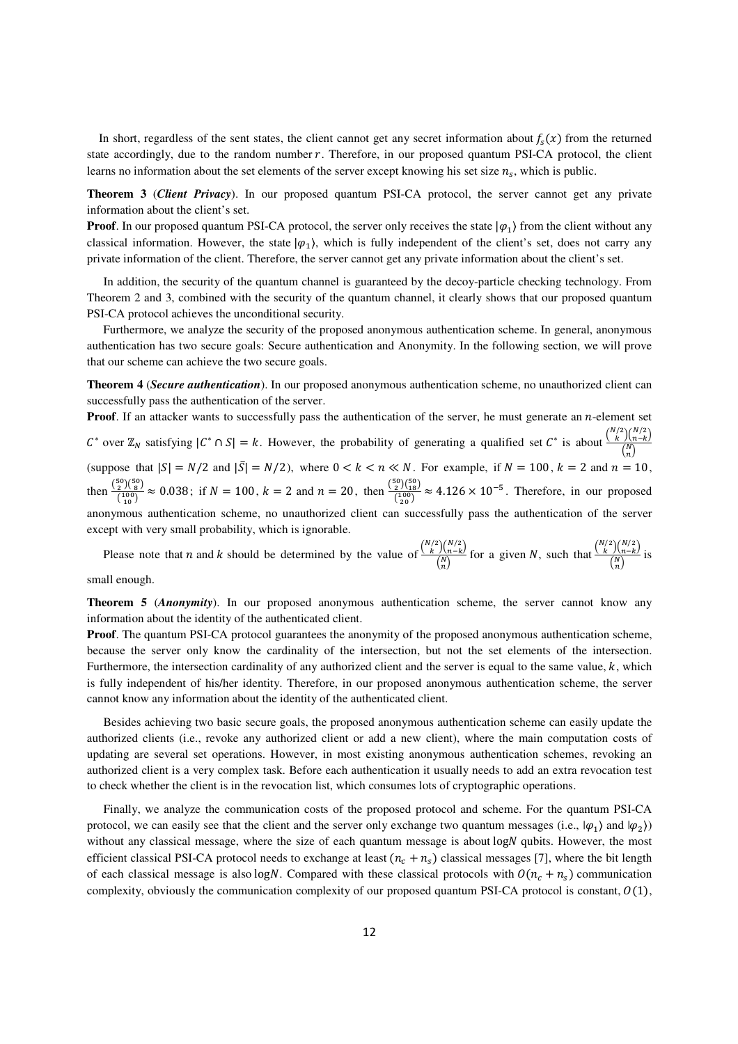In short, regardless of the sent states, the client cannot get any secret information about $f_s(x)$ from the returned state accordingly, due to the random number $r$. Therefore, in our proposed quantum PSI-CA protocol, the client learns no information about the set elements of the server except knowing his set size $n_s$, which is public.

**Theorem 3** (***Client Privacy***). In our proposed quantum PSI-CA protocol, the server cannot get any private information about the client's set.

**Proof**. In our proposed quantum PSI-CA protocol, the server only receives the state $|\varphi_1\rangle$ from the client without any classical information. However, the state $|\varphi_1\rangle$, which is fully independent of the client's set, does not carry any private information of the client. Therefore, the server cannot get any private information about the client's set.

In addition, the security of the quantum channel is guaranteed by the decoy-particle checking technology. From Theorem 2 and 3, combined with the security of the quantum channel, it clearly shows that our proposed quantum PSI-CA protocol achieves the unconditional security.

Furthermore, we analyze the security of the proposed anonymous authentication scheme. In general, anonymous authentication has two secure goals: Secure authentication and Anonymity. In the following section, we will prove that our scheme can achieve the two secure goals.

**Theorem 4** (***Secure authentication***). In our proposed anonymous authentication scheme, no unauthorized client can successfully pass the authentication of the server.

**Proof**. If an attacker wants to successfully pass the authentication of the server, he must generate an $n$-element set $C^*$ over $\mathbb{Z}_N$ satisfying $|C^* \cap S| = k$. However, the probability of generating a qualified set $C^*$ is about $\frac{\binom{N/2}{k}\binom{N/2}{n-k}}{\binom{N}{n}}$ (suppose that $|S| = N/2$ and $|\bar{S}| = N/2$), where $0 < k < n \ll N$. For example, if $N = 100$, $k = 2$ and $n = 10$, then $\frac{\binom{50}{2}\binom{50}{8}}{\binom{100}{10}} \approx 0.038$; if $N = 100$, $k = 2$ and $n = 20$, then $\frac{\binom{50}{2}\binom{50}{18}}{\binom{100}{20}} \approx 4.126 \times 10^{-5}$. Therefore, in our proposed anonymous authentication scheme, no unauthorized client can successfully pass the authentication of the server except with very small probability, which is ignorable.

Please note that $n$ and $k$ should be determined by the value of $\frac{\binom{N/2}{k}\binom{N/2}{n-k}}{\binom{N}{n}}$ for a given $N$, such that $\frac{\binom{N/2}{k}\binom{N/2}{n-k}}{\binom{N}{n}}$ is small enough.

**Theorem 5** (***Anonymity***). In our proposed anonymous authentication scheme, the server cannot know any information about the identity of the authenticated client.

**Proof**. The quantum PSI-CA protocol guarantees the anonymity of the proposed anonymous authentication scheme, because the server only know the cardinality of the intersection, but not the set elements of the intersection. Furthermore, the intersection cardinality of any authorized client and the server is equal to the same value, $k$, which is fully independent of his/her identity. Therefore, in our proposed anonymous authentication scheme, the server cannot know any information about the identity of the authenticated client.

Besides achieving two basic secure goals, the proposed anonymous authentication scheme can easily update the authorized clients (i.e., revoke any authorized client or add a new client), where the main computation costs of updating are several set operations. However, in most existing anonymous authentication schemes, revoking an authorized client is a very complex task. Before each authentication it usually needs to add an extra revocation test to check whether the client is in the revocation list, which consumes lots of cryptographic operations.

Finally, we analyze the communication costs of the proposed protocol and scheme. For the quantum PSI-CA protocol, we can easily see that the client and the server only exchange two quantum messages (i.e., $|\varphi_1\rangle$ and $|\varphi_2\rangle$) without any classical message, where the size of each quantum message is about $\log N$ qubits. However, the most efficient classical PSI-CA protocol needs to exchange at least $(n_c + n_s)$ classical messages [7], where the bit length of each classical message is also $\log N$. Compared with these classical protocols with $O(n_c + n_s)$ communication complexity, obviously the communication complexity of our proposed quantum PSI-CA protocol is constant, $O(1)$,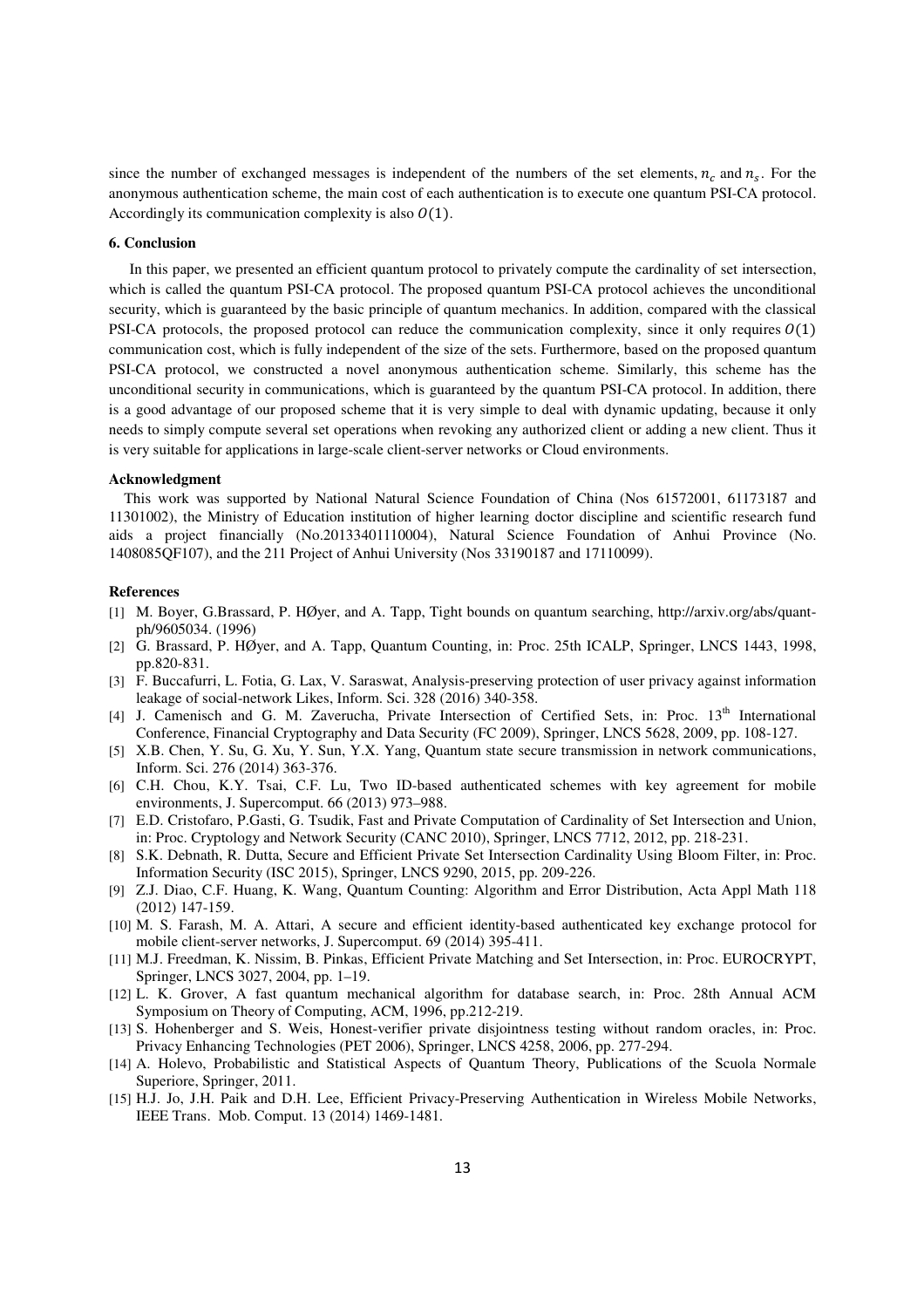since the number of exchanged messages is independent of the numbers of the set elements, $n_c$ and $n_s$. For the anonymous authentication scheme, the main cost of each authentication is to execute one quantum PSI-CA protocol. Accordingly its communication complexity is also $O(1)$.

### 6. Conclusion

In this paper, we presented an efficient quantum protocol to privately compute the cardinality of set intersection, which is called the quantum PSI-CA protocol. The proposed quantum PSI-CA protocol achieves the unconditional security, which is guaranteed by the basic principle of quantum mechanics. In addition, compared with the classical PSI-CA protocols, the proposed protocol can reduce the communication complexity, since it only requires $O(1)$ communication cost, which is fully independent of the size of the sets. Furthermore, based on the proposed quantum PSI-CA protocol, we constructed a novel anonymous authentication scheme. Similarly, this scheme has the unconditional security in communications, which is guaranteed by the quantum PSI-CA protocol. In addition, there is a good advantage of our proposed scheme that it is very simple to deal with dynamic updating, because it only needs to simply compute several set operations when revoking any authorized client or adding a new client. Thus it is very suitable for applications in large-scale client-server networks or Cloud environments.

### Acknowledgment

This work was supported by National Natural Science Foundation of China (Nos 61572001, 61173187 and 11301002), the Ministry of Education institution of higher learning doctor discipline and scientific research fund aids a project financially (No.20133401110004), Natural Science Foundation of Anhui Province (No. 1408085QF107), and the 211 Project of Anhui University (Nos 33190187 and 17110099).

### References

[1] M. Boyer, G.Brassard, P. HØyer, and A. Tapp, Tight bounds on quantum searching, http://arxiv.org/abs/quant-ph/9605034. (1996)

[2] G. Brassard, P. HØyer, and A. Tapp, Quantum Counting, in: Proc. 25th ICALP, Springer, LNCS 1443, 1998, pp.820-831.

[3] F. Buccafurri, L. Fotia, G. Lax, V. Saraswat, Analysis-preserving protection of user privacy against information leakage of social-network Likes, Inform. Sci. 328 (2016) 340-358.

[4] J. Camenisch and G. M. Zaverucha, Private Intersection of Certified Sets, in: Proc. 13th International Conference, Financial Cryptography and Data Security (FC 2009), Springer, LNCS 5628, 2009, pp. 108-127.

[5] X.B. Chen, Y. Su, G. Xu, Y. Sun, Y.X. Yang, Quantum state secure transmission in network communications, Inform. Sci. 276 (2014) 363-376.

[6] C.H. Chou, K.Y. Tsai, C.F. Lu, Two ID-based authenticated schemes with key agreement for mobile environments, J. Supercomput. 66 (2013) 973–988.

[7] E.D. Cristofaro, P.Gasti, G. Tsudik, Fast and Private Computation of Cardinality of Set Intersection and Union, in: Proc. Cryptology and Network Security (CANC 2010), Springer, LNCS 7712, 2012, pp. 218-231.

[8] S.K. Debnath, R. Dutta, Secure and Efficient Private Set Intersection Cardinality Using Bloom Filter, in: Proc. Information Security (ISC 2015), Springer, LNCS 9290, 2015, pp. 209-226.

[9] Z.J. Diao, C.F. Huang, K. Wang, Quantum Counting: Algorithm and Error Distribution, Acta Appl Math 118 (2012) 147-159.

[10] M. S. Farash, M. A. Attari, A secure and efficient identity-based authenticated key exchange protocol for mobile client-server networks, J. Supercomput. 69 (2014) 395-411.

[11] M.J. Freedman, K. Nissim, B. Pinkas, Efficient Private Matching and Set Intersection, in: Proc. EUROCRYPT, Springer, LNCS 3027, 2004, pp. 1–19.

[12] L. K. Grover, A fast quantum mechanical algorithm for database search, in: Proc. 28th Annual ACM Symposium on Theory of Computing, ACM, 1996, pp.212-219.

[13] S. Hohenberger and S. Weis, Honest-verifier private disjointness testing without random oracles, in: Proc. Privacy Enhancing Technologies (PET 2006), Springer, LNCS 4258, 2006, pp. 277-294.

[14] A. Holevo, Probabilistic and Statistical Aspects of Quantum Theory, Publications of the Scuola Normale Superiore, Springer, 2011.

[15] H.J. Jo, J.H. Paik and D.H. Lee, Efficient Privacy-Preserving Authentication in Wireless Mobile Networks, IEEE Trans. Mob. Comput. 13 (2014) 1469-1481.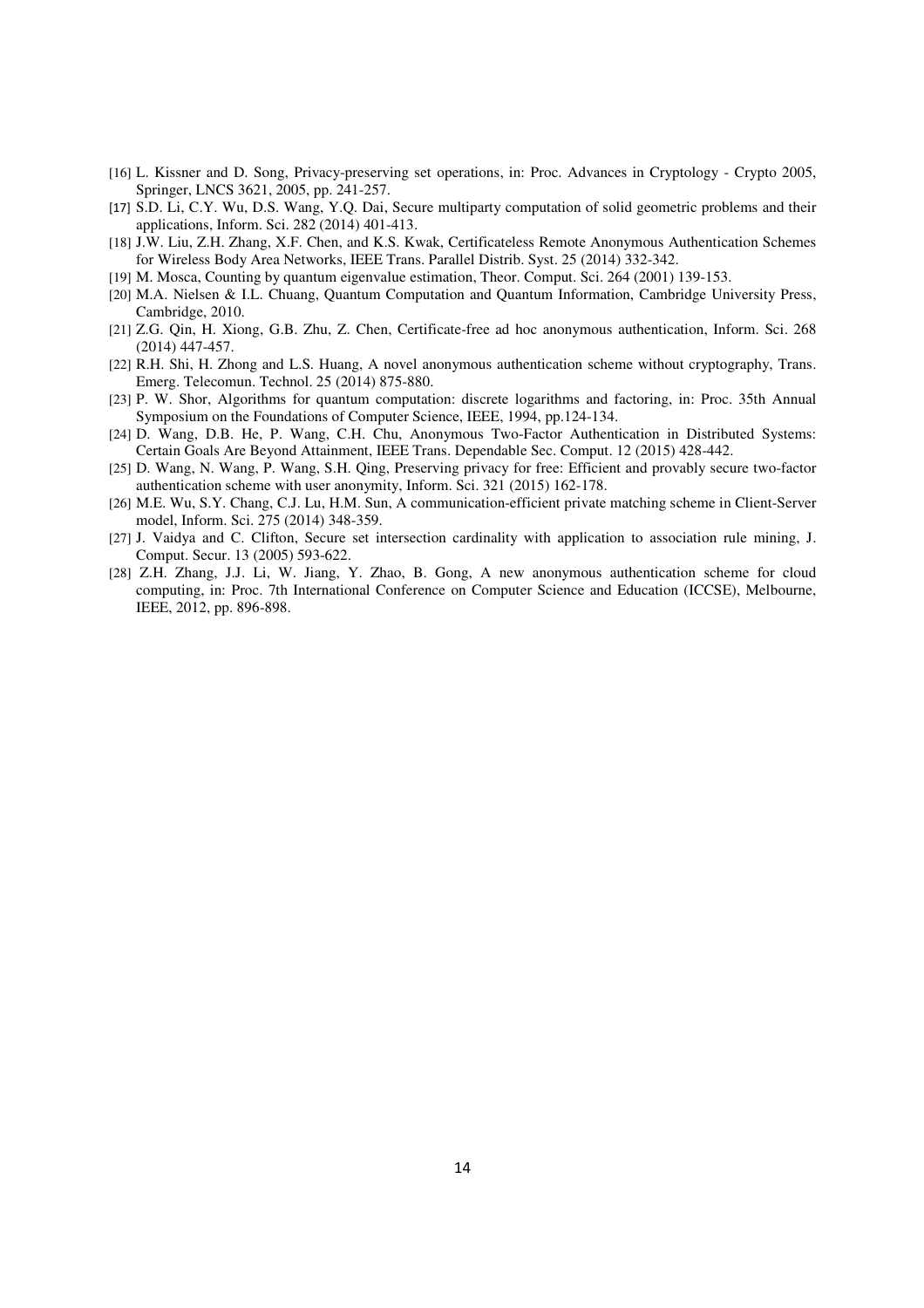[16] L. Kissner and D. Song, Privacy-preserving set operations, in: Proc. Advances in Cryptology - Crypto 2005, Springer, LNCS 3621, 2005, pp. 241-257.

[17] S.D. Li, C.Y. Wu, D.S. Wang, Y.Q. Dai, Secure multiparty computation of solid geometric problems and their applications, Inform. Sci. 282 (2014) 401-413.

[18] J.W. Liu, Z.H. Zhang, X.F. Chen, and K.S. Kwak, Certificateless Remote Anonymous Authentication Schemes for Wireless Body Area Networks, IEEE Trans. Parallel Distrib. Syst. 25 (2014) 332-342.

[19] M. Mosca, Counting by quantum eigenvalue estimation, Theor. Comput. Sci. 264 (2001) 139-153.

[20] M.A. Nielsen & I.L. Chuang, Quantum Computation and Quantum Information, Cambridge University Press, Cambridge, 2010.

[21] Z.G. Qin, H. Xiong, G.B. Zhu, Z. Chen, Certificate-free ad hoc anonymous authentication, Inform. Sci. 268 (2014) 447-457.

[22] R.H. Shi, H. Zhong and L.S. Huang, A novel anonymous authentication scheme without cryptography, Trans. Emerg. Telecomun. Technol. 25 (2014) 875-880.

[23] P. W. Shor, Algorithms for quantum computation: discrete logarithms and factoring, in: Proc. 35th Annual Symposium on the Foundations of Computer Science, IEEE, 1994, pp.124-134.

[24] D. Wang, D.B. He, P. Wang, C.H. Chu, Anonymous Two-Factor Authentication in Distributed Systems: Certain Goals Are Beyond Attainment, IEEE Trans. Dependable Sec. Comput. 12 (2015) 428-442.

[25] D. Wang, N. Wang, P. Wang, S.H. Qing, Preserving privacy for free: Efficient and provably secure two-factor authentication scheme with user anonymity, Inform. Sci. 321 (2015) 162-178.

[26] M.E. Wu, S.Y. Chang, C.J. Lu, H.M. Sun, A communication-efficient private matching scheme in Client-Server model, Inform. Sci. 275 (2014) 348-359.

[27] J. Vaidya and C. Clifton, Secure set intersection cardinality with application to association rule mining, J. Comput. Secur. 13 (2005) 593-622.

[28] Z.H. Zhang, J.J. Li, W. Jiang, Y. Zhao, B. Gong, A new anonymous authentication scheme for cloud computing, in: Proc. 7th International Conference on Computer Science and Education (ICCSE), Melbourne, IEEE, 2012, pp. 896-898.